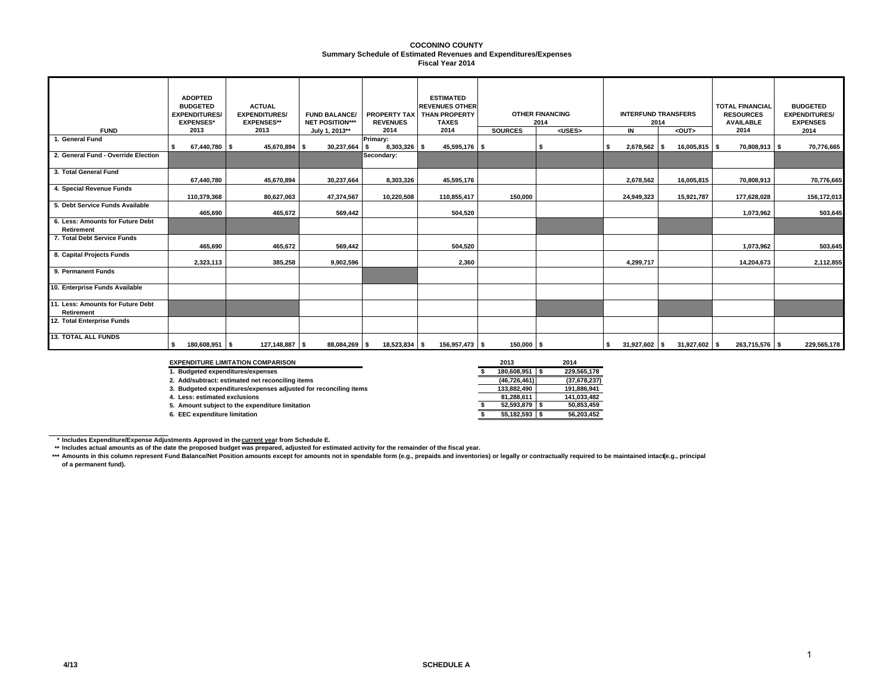**COCONINO COUNTY**
**Summary Schedule of Estimated Revenues and Expenditures/Expenses**
**Fiscal Year 2014**

| FUND | ADOPTED BUDGETED EXPENDITURES/ EXPENSES* 2013 | ACTUAL EXPENDITURES/ EXPENSES** 2013 | FUND BALANCE/ NET POSITION*** July 1, 2013** | PROPERTY TAX REVENUES 2014 | ESTIMATED REVENUES OTHER THAN PROPERTY TAXES 2014 | OTHER FINANCING 2014 SOURCES | OTHER FINANCING 2014 <USES> | INTERFUND TRANSFERS 2014 IN | INTERFUND TRANSFERS 2014 <OUT> | TOTAL FINANCIAL RESOURCES AVAILABLE 2014 | BUDGETED EXPENDITURES/ EXPENSES 2014 |
|---|---|---|---|---|---|---|---|---|---|---|---|
| 1. General Fund | $ 67,440,780 | $ 45,670,894 | $ 30,237,664 | Primary: $ 8,303,326 | $ 45,595,176 | $ | $ | $ 2,678,562 | $ 16,005,815 | $ 70,808,913 | $ 70,776,665 |
| 2. General Fund - Override Election | | | | Secondary: | | | | | | | |
| 3. Total General Fund | 67,440,780 | 45,670,894 | 30,237,664 | 8,303,326 | 45,595,176 | | | 2,678,562 | 16,005,815 | 70,808,913 | 70,776,665 |
| 4. Special Revenue Funds | 110,379,368 | 80,627,063 | 47,374,567 | 10,220,508 | 110,855,417 | 150,000 | | 24,949,323 | 15,921,787 | 177,628,028 | 156,172,013 |
| 5. Debt Service Funds Available | 465,690 | 465,672 | 569,442 | | 504,520 | | | | | 1,073,962 | 503,645 |
| 6. Less: Amounts for Future Debt Retirement | | | | | | | | | | | |
| 7. Total Debt Service Funds | 465,690 | 465,672 | 569,442 | | 504,520 | | | | | 1,073,962 | 503,645 |
| 8. Capital Projects Funds | 2,323,113 | 385,258 | 9,902,596 | | 2,360 | | | 4,299,717 | | 14,204,673 | 2,112,855 |
| 9. Permanent Funds | | | | | | | | | | | |
| 10. Enterprise Funds Available | | | | | | | | | | | |
| 11. Less: Amounts for Future Debt Retirement | | | | | | | | | | | |
| 12. Total Enterprise Funds | | | | | | | | | | | |
| 13. TOTAL ALL FUNDS | $ 180,608,951 | $ 127,148,887 | $ 88,084,269 | $ 18,523,834 | $ 156,957,473 | $ 150,000 | $ | $ 31,927,602 | $ 31,927,602 | $ 263,715,576 | $ 229,565,178 |

| EXPENDITURE LIMITATION COMPARISON | 2013 | 2014 |
|---|---|---|
| 1. Budgeted expenditures/expenses | $ 180,608,951 | $ 229,565,178 |
| 2. Add/subtract: estimated net reconciling items | (46,726,461) | (37,678,237) |
| 3. Budgeted expenditures/expenses adjusted for reconciling items | 133,882,490 | 191,886,941 |
| 4. Less: estimated exclusions | 81,288,611 | 141,033,482 |
| 5. Amount subject to the expenditure limitation | $ 52,593,879 | $ 50,853,459 |
| 6. EEC expenditure limitation | $ 55,182,593 | $ 56,203,452 |

\* Includes Expenditure/Expense Adjustments Approved in the current year from Schedule E.

\*\* Includes actual amounts as of the date the proposed budget was prepared, adjusted for estimated activity for the remainder of the fiscal year.

\*\*\* Amounts in this column represent Fund Balance/Net Position amounts except for amounts not in spendable form (e.g., prepaids and inventories) or legally or contractually required to be maintained intact (e.g., principal of a permanent fund).

4/13 SCHEDULE A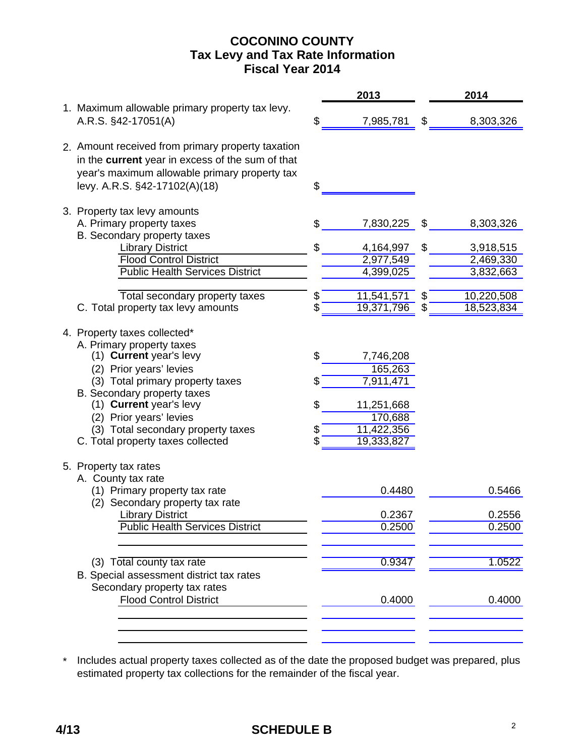# COCONINO COUNTY
## Tax Levy and Tax Rate Information
## Fiscal Year 2014

| | 2013 | 2014 |
|---|---|---|
| 1. Maximum allowable primary property tax levy. A.R.S. §42-17051(A) | $ 7,985,781 | $ 8,303,326 |
| 2. Amount received from primary property taxation in the **current** year in excess of the sum of that year's maximum allowable primary property tax levy. A.R.S. §42-17102(A)(18) | $ | |
| 3. Property tax levy amounts | | |
| A. Primary property taxes | $ 7,830,225 | $ 8,303,326 |
| B. Secondary property taxes | | |
| Library District | $ 4,164,997 | $ 3,918,515 |
| Flood Control District | 2,977,549 | 2,469,330 |
| Public Health Services District | 4,399,025 | 3,832,663 |
| Total secondary property taxes | $ 11,541,571 | $ 10,220,508 |
| C. Total property tax levy amounts | $ 19,371,796 | $ 18,523,834 |
| 4. Property taxes collected* | | |
| A. Primary property taxes | | |
| (1) **Current** year's levy | $ 7,746,208 | |
| (2) Prior years' levies | 165,263 | |
| (3) Total primary property taxes | $ 7,911,471 | |
| B. Secondary property taxes | | |
| (1) **Current** year's levy | $ 11,251,668 | |
| (2) Prior years' levies | 170,688 | |
| (3) Total secondary property taxes | $ 11,422,356 | |
| C. Total property taxes collected | $ 19,333,827 | |
| 5. Property tax rates | | |
| A. County tax rate | | |
| (1) Primary property tax rate | 0.4480 | 0.5466 |
| (2) Secondary property tax rate | | |
| Library District | 0.2367 | 0.2556 |
| Public Health Services District | 0.2500 | 0.2500 |
| (3) Total county tax rate | 0.9347 | 1.0522 |
| B. Special assessment district tax rates | | |
| Secondary property tax rates | | |
| Flood Control District | 0.4000 | 0.4000 |

\* Includes actual property taxes collected as of the date the proposed budget was prepared, plus estimated property tax collections for the remainder of the fiscal year.

4/13 SCHEDULE B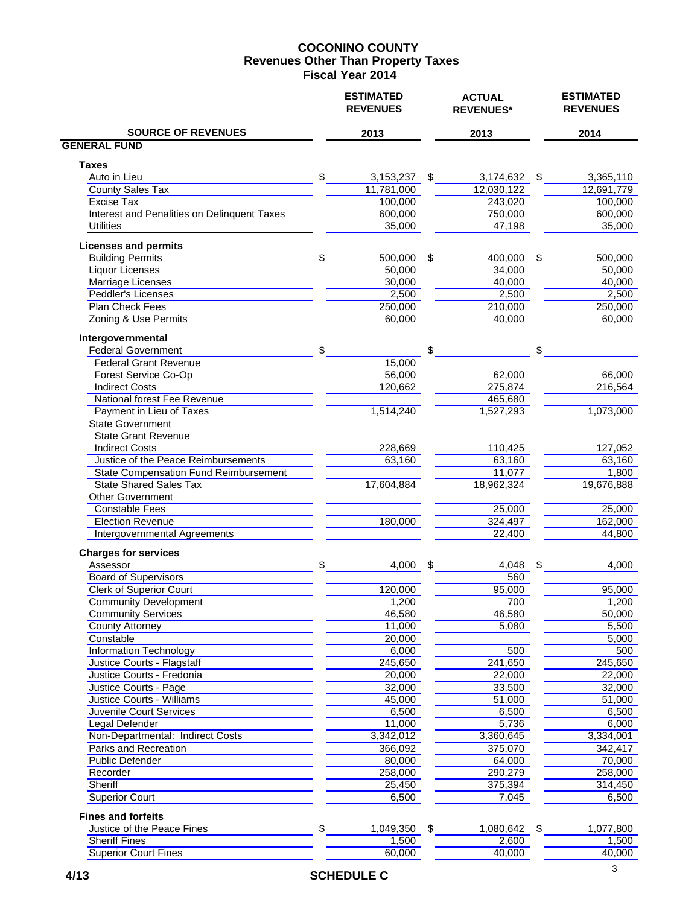# COCONINO COUNTY
## Revenues Other Than Property Taxes
## Fiscal Year 2014

| SOURCE OF REVENUES | ESTIMATED REVENUES 2013 | ACTUAL REVENUES* 2013 | ESTIMATED REVENUES 2014 |
|---|---|---|---|
| **GENERAL FUND** | | | |
| **Taxes** | | | |
| Auto in Lieu | $ 3,153,237 | $ 3,174,632 | $ 3,365,110 |
| County Sales Tax | 11,781,000 | 12,030,122 | 12,691,779 |
| Excise Tax | 100,000 | 243,020 | 100,000 |
| Interest and Penalities on Delinquent Taxes | 600,000 | 750,000 | 600,000 |
| Utilities | 35,000 | 47,198 | 35,000 |
| **Licenses and permits** | | | |
| Building Permits | $ 500,000 | $ 400,000 | $ 500,000 |
| Liquor Licenses | 50,000 | 34,000 | 50,000 |
| Marriage Licenses | 30,000 | 40,000 | 40,000 |
| Peddler's Licenses | 2,500 | 2,500 | 2,500 |
| Plan Check Fees | 250,000 | 210,000 | 250,000 |
| Zoning & Use Permits | 60,000 | 40,000 | 60,000 |
| **Intergovernmental** | | | |
| Federal Government | $ | $ | $ |
| Federal Grant Revenue | 15,000 | | |
| Forest Service Co-Op | 56,000 | 62,000 | 66,000 |
| Indirect Costs | 120,662 | 275,874 | 216,564 |
| National forest Fee Revenue | | 465,680 | |
| Payment in Lieu of Taxes | 1,514,240 | 1,527,293 | 1,073,000 |
| State Government | | | |
| State Grant Revenue | | | |
| Indirect Costs | 228,669 | 110,425 | 127,052 |
| Justice of the Peace Reimbursements | 63,160 | 63,160 | 63,160 |
| State Compensation Fund Reimbursement | | 11,077 | 1,800 |
| State Shared Sales Tax | 17,604,884 | 18,962,324 | 19,676,888 |
| Other Government | | | |
| Constable Fees | | 25,000 | 25,000 |
| Election Revenue | 180,000 | 324,497 | 162,000 |
| Intergovernmental Agreements | | 22,400 | 44,800 |
| **Charges for services** | | | |
| Assessor | $ 4,000 | $ 4,048 | $ 4,000 |
| Board of Supervisors | | 560 | |
| Clerk of Superior Court | 120,000 | 95,000 | 95,000 |
| Community Development | 1,200 | 700 | 1,200 |
| Community Services | 46,580 | 46,580 | 50,000 |
| County Attorney | 11,000 | 5,080 | 5,500 |
| Constable | 20,000 | | 5,000 |
| Information Technology | 6,000 | 500 | 500 |
| Justice Courts - Flagstaff | 245,650 | 241,650 | 245,650 |
| Justice Courts - Fredonia | 20,000 | 22,000 | 22,000 |
| Justice Courts - Page | 32,000 | 33,500 | 32,000 |
| Justice Courts - Williams | 45,000 | 51,000 | 51,000 |
| Juvenile Court Services | 6,500 | 6,500 | 6,500 |
| Legal Defender | 11,000 | 5,736 | 6,000 |
| Non-Departmental: Indirect Costs | 3,342,012 | 3,360,645 | 3,334,001 |
| Parks and Recreation | 366,092 | 375,070 | 342,417 |
| Public Defender | 80,000 | 64,000 | 70,000 |
| Recorder | 258,000 | 290,279 | 258,000 |
| Sheriff | 25,450 | 375,394 | 314,450 |
| Superior Court | 6,500 | 7,045 | 6,500 |
| **Fines and forfeits** | | | |
| Justice of the Peace Fines | $ 1,049,350 | $ 1,080,642 | $ 1,077,800 |
| Sheriff Fines | 1,500 | 2,600 | 1,500 |
| Superior Court Fines | 60,000 | 40,000 | 40,000 |

4/13 SCHEDULE C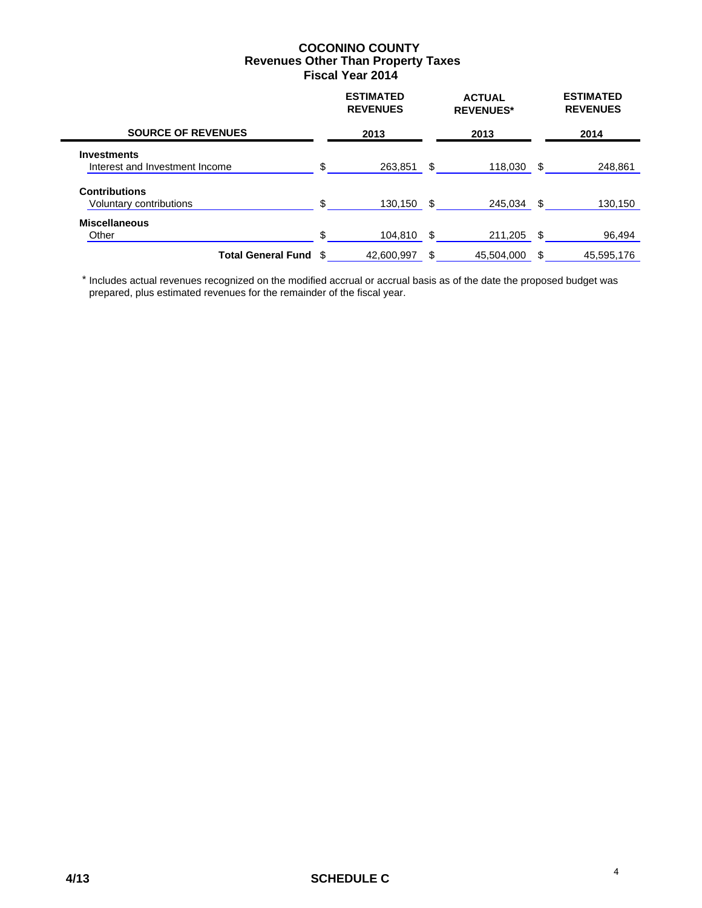# COCONINO COUNTY
## Revenues Other Than Property Taxes
## Fiscal Year 2014

| SOURCE OF REVENUES | ESTIMATED REVENUES 2013 | ACTUAL REVENUES* 2013 | ESTIMATED REVENUES 2014 |
|---|---|---|---|
| **Investments** | | | |
| Interest and Investment Income | $ 263,851 | $ 118,030 | $ 248,861 |
| **Contributions** | | | |
| Voluntary contributions | $ 130,150 | $ 245,034 | $ 130,150 |
| **Miscellaneous** | | | |
| Other | $ 104,810 | $ 211,205 | $ 96,494 |
| **Total General Fund** | $ 42,600,997 | $ 45,504,000 | $ 45,595,176 |

\* Includes actual revenues recognized on the modified accrual or accrual basis as of the date the proposed budget was prepared, plus estimated revenues for the remainder of the fiscal year.

4/13 **SCHEDULE C**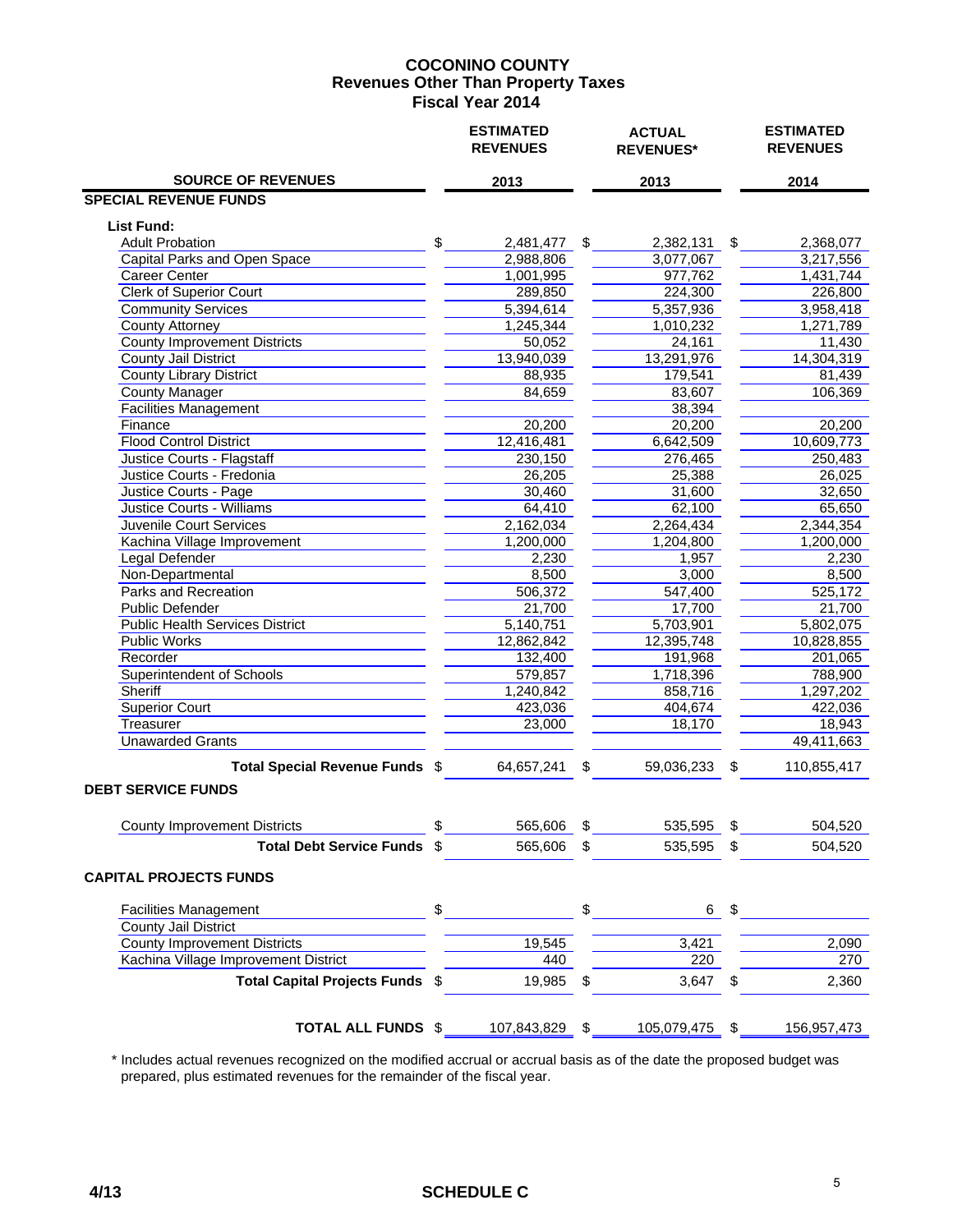# COCONINO COUNTY
## Revenues Other Than Property Taxes
## Fiscal Year 2014

| SOURCE OF REVENUES | ESTIMATED REVENUES 2013 | ACTUAL REVENUES* 2013 | ESTIMATED REVENUES 2014 |
|---|---|---|---|
| **SPECIAL REVENUE FUNDS** | | | |
| **List Fund:** | | | |
| Adult Probation | $ 2,481,477 | $ 2,382,131 | $ 2,368,077 |
| Capital Parks and Open Space | 2,988,806 | 3,077,067 | 3,217,556 |
| Career Center | 1,001,995 | 977,762 | 1,431,744 |
| Clerk of Superior Court | 289,850 | 224,300 | 226,800 |
| Community Services | 5,394,614 | 5,357,936 | 3,958,418 |
| County Attorney | 1,245,344 | 1,010,232 | 1,271,789 |
| County Improvement Districts | 50,052 | 24,161 | 11,430 |
| County Jail District | 13,940,039 | 13,291,976 | 14,304,319 |
| County Library District | 88,935 | 179,541 | 81,439 |
| County Manager | 84,659 | 83,607 | 106,369 |
| Facilities Management | | 38,394 | |
| Finance | 20,200 | 20,200 | 20,200 |
| Flood Control District | 12,416,481 | 6,642,509 | 10,609,773 |
| Justice Courts - Flagstaff | 230,150 | 276,465 | 250,483 |
| Justice Courts - Fredonia | 26,205 | 25,388 | 26,025 |
| Justice Courts - Page | 30,460 | 31,600 | 32,650 |
| Justice Courts - Williams | 64,410 | 62,100 | 65,650 |
| Juvenile Court Services | 2,162,034 | 2,264,434 | 2,344,354 |
| Kachina Village Improvement | 1,200,000 | 1,204,800 | 1,200,000 |
| Legal Defender | 2,230 | 1,957 | 2,230 |
| Non-Departmental | 8,500 | 3,000 | 8,500 |
| Parks and Recreation | 506,372 | 547,400 | 525,172 |
| Public Defender | 21,700 | 17,700 | 21,700 |
| Public Health Services District | 5,140,751 | 5,703,901 | 5,802,075 |
| Public Works | 12,862,842 | 12,395,748 | 10,828,855 |
| Recorder | 132,400 | 191,968 | 201,065 |
| Superintendent of Schools | 579,857 | 1,718,396 | 788,900 |
| Sheriff | 1,240,842 | 858,716 | 1,297,202 |
| Superior Court | 423,036 | 404,674 | 422,036 |
| Treasurer | 23,000 | 18,170 | 18,943 |
| Unawarded Grants | | | 49,411,663 |
| **Total Special Revenue Funds** | $ 64,657,241 | $ 59,036,233 | $ 110,855,417 |
| **DEBT SERVICE FUNDS** | | | |
| County Improvement Districts | $ 565,606 | $ 535,595 | $ 504,520 |
| **Total Debt Service Funds** | $ 565,606 | $ 535,595 | $ 504,520 |
| **CAPITAL PROJECTS FUNDS** | | | |
| Facilities Management | $ | $ 6 | $ |
| County Jail District | | | |
| County Improvement Districts | 19,545 | 3,421 | 2,090 |
| Kachina Village Improvement District | 440 | 220 | 270 |
| **Total Capital Projects Funds** | $ 19,985 | $ 3,647 | $ 2,360 |
| **TOTAL ALL FUNDS** | $ 107,843,829 | $ 105,079,475 | $ 156,957,473 |

\* Includes actual revenues recognized on the modified accrual or accrual basis as of the date the proposed budget was prepared, plus estimated revenues for the remainder of the fiscal year.

4/13 **SCHEDULE C**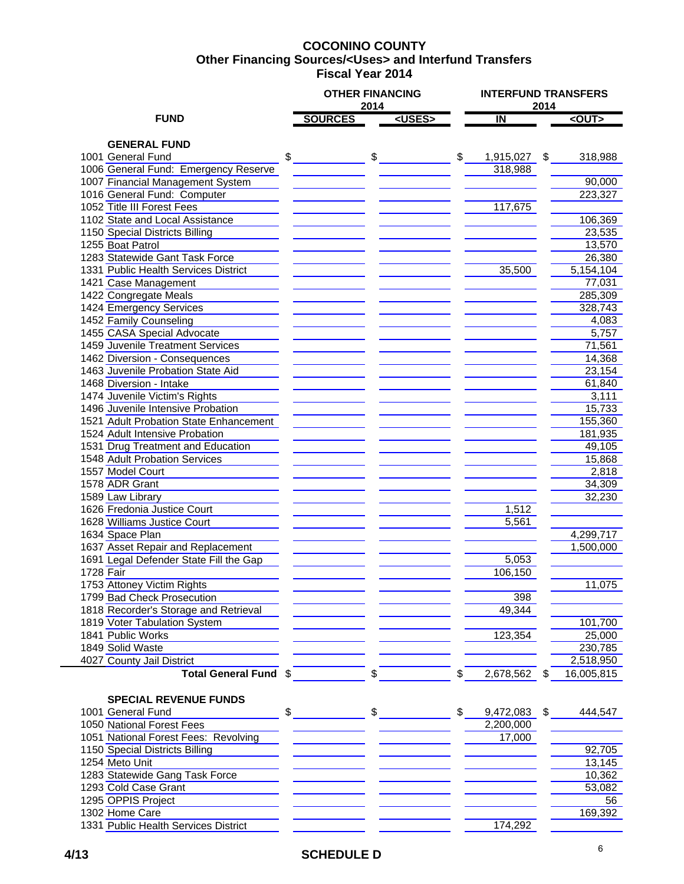# COCONINO COUNTY
## Other Financing Sources/<Uses> and Interfund Transfers
## Fiscal Year 2014

| FUND | OTHER FINANCING 2014 SOURCES | OTHER FINANCING 2014 <USES> | INTERFUND TRANSFERS 2014 IN | INTERFUND TRANSFERS 2014 <OUT> |
|---|---|---|---|---|
| **GENERAL FUND** | | | | |
| 1001 General Fund | $ | $ | $ 1,915,027 | $ 318,988 |
| 1006 General Fund: Emergency Reserve | | | 318,988 | |
| 1007 Financial Management System | | | | 90,000 |
| 1016 General Fund: Computer | | | | 223,327 |
| 1052 Title III Forest Fees | | | 117,675 | |
| 1102 State and Local Assistance | | | | 106,369 |
| 1150 Special Districts Billing | | | | 23,535 |
| 1255 Boat Patrol | | | | 13,570 |
| 1283 Statewide Gant Task Force | | | | 26,380 |
| 1331 Public Health Services District | | | 35,500 | 5,154,104 |
| 1421 Case Management | | | | 77,031 |
| 1422 Congregate Meals | | | | 285,309 |
| 1424 Emergency Services | | | | 328,743 |
| 1452 Family Counseling | | | | 4,083 |
| 1455 CASA Special Advocate | | | | 5,757 |
| 1459 Juvenile Treatment Services | | | | 71,561 |
| 1462 Diversion - Consequences | | | | 14,368 |
| 1463 Juvenile Probation State Aid | | | | 23,154 |
| 1468 Diversion - Intake | | | | 61,840 |
| 1474 Juvenile Victim's Rights | | | | 3,111 |
| 1496 Juvenile Intensive Probation | | | | 15,733 |
| 1521 Adult Probation State Enhancement | | | | 155,360 |
| 1524 Adult Intensive Probation | | | | 181,935 |
| 1531 Drug Treatment and Education | | | | 49,105 |
| 1548 Adult Probation Services | | | | 15,868 |
| 1557 Model Court | | | | 2,818 |
| 1578 ADR Grant | | | | 34,309 |
| 1589 Law Library | | | | 32,230 |
| 1626 Fredonia Justice Court | | | 1,512 | |
| 1628 Williams Justice Court | | | 5,561 | |
| 1634 Space Plan | | | | 4,299,717 |
| 1637 Asset Repair and Replacement | | | | 1,500,000 |
| 1691 Legal Defender State Fill the Gap | | | 5,053 | |
| 1728 Fair | | | 106,150 | |
| 1753 Attoney Victim Rights | | | | 11,075 |
| 1799 Bad Check Prosecution | | | 398 | |
| 1818 Recorder's Storage and Retrieval | | | 49,344 | |
| 1819 Voter Tabulation System | | | | 101,700 |
| 1841 Public Works | | | 123,354 | 25,000 |
| 1849 Solid Waste | | | | 230,785 |
| 4027 County Jail District | | | | 2,518,950 |
| **Total General Fund** | $ | $ | $ 2,678,562 | $ 16,005,815 |
| **SPECIAL REVENUE FUNDS** | | | | |
| 1001 General Fund | $ | $ | $ 9,472,083 | $ 444,547 |
| 1050 National Forest Fees | | | 2,200,000 | |
| 1051 National Forest Fees: Revolving | | | 17,000 | |
| 1150 Special Districts Billing | | | | 92,705 |
| 1254 Meto Unit | | | | 13,145 |
| 1283 Statewide Gang Task Force | | | | 10,362 |
| 1293 Cold Case Grant | | | | 53,082 |
| 1295 OPPIS Project | | | | 56 |
| 1302 Home Care | | | | 169,392 |
| 1331 Public Health Services District | | | 174,292 | |

4/13 SCHEDULE D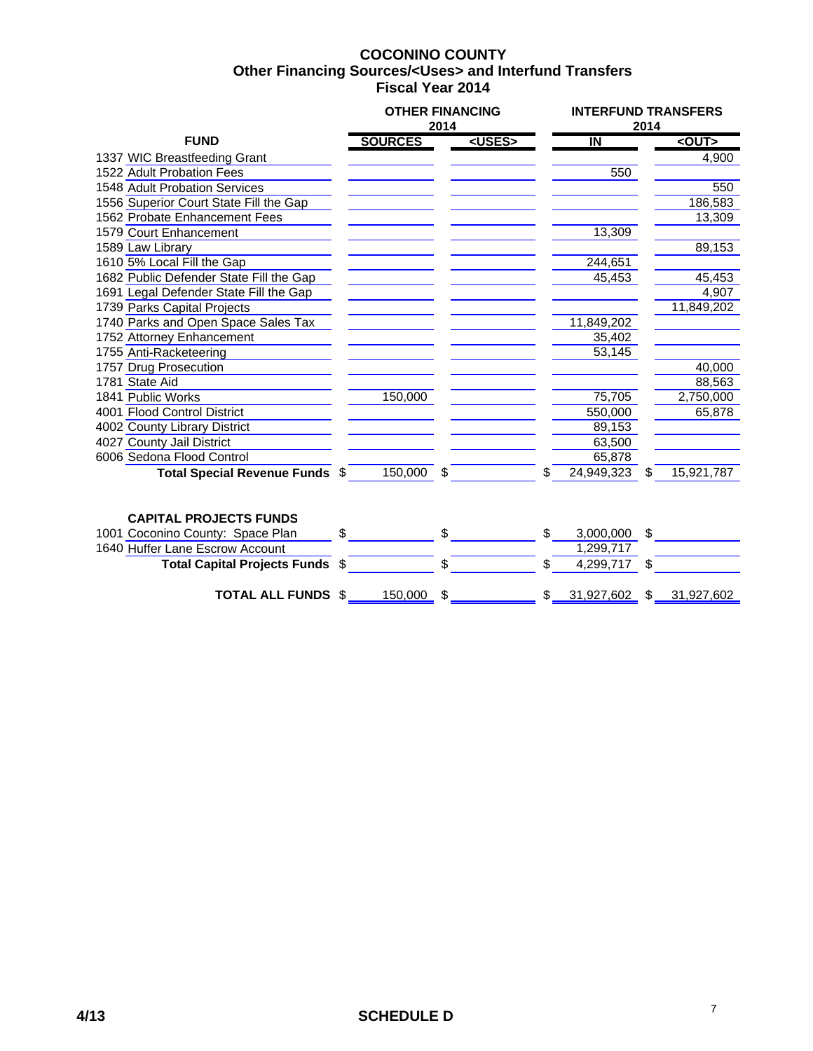# COCONINO COUNTY
## Other Financing Sources/<Uses> and Interfund Transfers
## Fiscal Year 2014

| FUND | OTHER FINANCING 2014 | | INTERFUND TRANSFERS 2014 | |
|---|---|---|---|---|
| | SOURCES | <USES> | IN | <OUT> |
| 1337 WIC Breastfeeding Grant | | | | 4,900 |
| 1522 Adult Probation Fees | | | 550 | |
| 1548 Adult Probation Services | | | | 550 |
| 1556 Superior Court State Fill the Gap | | | | 186,583 |
| 1562 Probate Enhancement Fees | | | | 13,309 |
| 1579 Court Enhancement | | | 13,309 | |
| 1589 Law Library | | | | 89,153 |
| 1610 5% Local Fill the Gap | | | 244,651 | |
| 1682 Public Defender State Fill the Gap | | | 45,453 | 45,453 |
| 1691 Legal Defender State Fill the Gap | | | | 4,907 |
| 1739 Parks Capital Projects | | | | 11,849,202 |
| 1740 Parks and Open Space Sales Tax | | | 11,849,202 | |
| 1752 Attorney Enhancement | | | 35,402 | |
| 1755 Anti-Racketeering | | | 53,145 | |
| 1757 Drug Prosecution | | | | 40,000 |
| 1781 State Aid | | | | 88,563 |
| 1841 Public Works | 150,000 | | 75,705 | 2,750,000 |
| 4001 Flood Control District | | | 550,000 | 65,878 |
| 4002 County Library District | | | 89,153 | |
| 4027 County Jail District | | | 63,500 | |
| 6006 Sedona Flood Control | | | 65,878 | |
| **Total Special Revenue Funds** | $ 150,000 | $ | $ 24,949,323 | $ 15,921,787 |
| | | | | |
| **CAPITAL PROJECTS FUNDS** | | | | |
| 1001 Coconino County: Space Plan | $ | $ | $ 3,000,000 | $ |
| 1640 Huffer Lane Escrow Account | | | 1,299,717 | |
| **Total Capital Projects Funds** | $ | $ | $ 4,299,717 | $ |
| | | | | |
| **TOTAL ALL FUNDS** | $ 150,000 | $ | $ 31,927,602 | $ 31,927,602 |

4/13 **SCHEDULE D**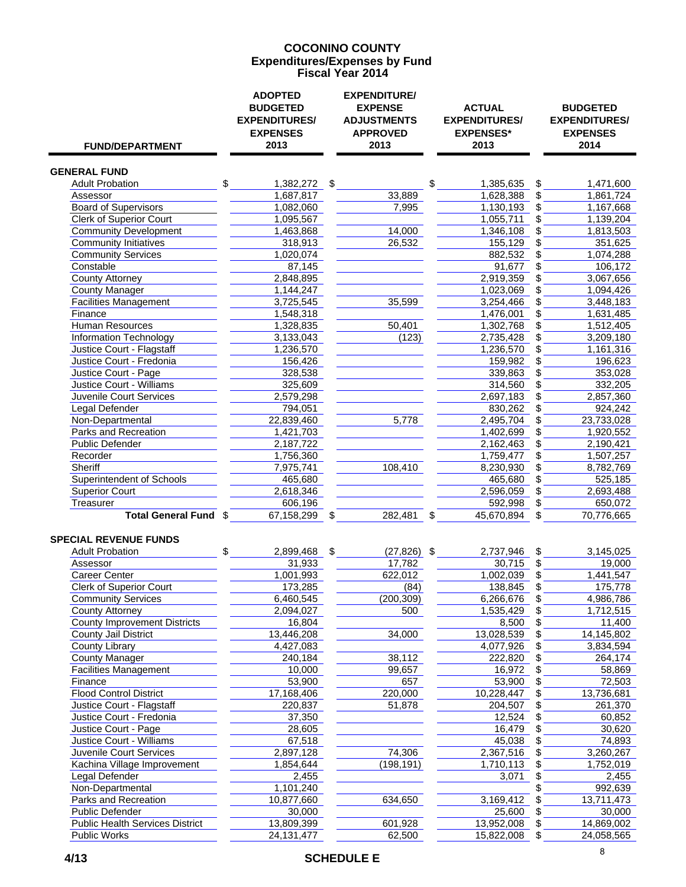# COCONINO COUNTY
## Expenditures/Expenses by Fund
## Fiscal Year 2014

| FUND/DEPARTMENT | ADOPTED BUDGETED EXPENDITURES/ EXPENSES 2013 | EXPENDITURE/ EXPENSE ADJUSTMENTS APPROVED 2013 | ACTUAL EXPENDITURES/ EXPENSES* 2013 | BUDGETED EXPENDITURES/ EXPENSES 2014 |
|---|---|---|---|---|
| **GENERAL FUND** | | | | |
| Adult Probation | $ 1,382,272 | $ | $ 1,385,635 | $ 1,471,600 |
| Assessor | 1,687,817 | 33,889 | 1,628,388 | $ 1,861,724 |
| Board of Supervisors | 1,082,060 | 7,995 | 1,130,193 | $ 1,167,668 |
| Clerk of Superior Court | 1,095,567 | | 1,055,711 | $ 1,139,204 |
| Community Development | 1,463,868 | 14,000 | 1,346,108 | $ 1,813,503 |
| Community Initiatives | 318,913 | 26,532 | 155,129 | $ 351,625 |
| Community Services | 1,020,074 | | 882,532 | $ 1,074,288 |
| Constable | 87,145 | | 91,677 | $ 106,172 |
| County Attorney | 2,848,895 | | 2,919,359 | $ 3,067,656 |
| County Manager | 1,144,247 | | 1,023,069 | $ 1,094,426 |
| Facilities Management | 3,725,545 | 35,599 | 3,254,466 | $ 3,448,183 |
| Finance | 1,548,318 | | 1,476,001 | $ 1,631,485 |
| Human Resources | 1,328,835 | 50,401 | 1,302,768 | $ 1,512,405 |
| Information Technology | 3,133,043 | (123) | 2,735,428 | $ 3,209,180 |
| Justice Court - Flagstaff | 1,236,570 | | 1,236,570 | $ 1,161,316 |
| Justice Court - Fredonia | 156,426 | | 159,982 | $ 196,623 |
| Justice Court - Page | 328,538 | | 339,863 | $ 353,028 |
| Justice Court - Williams | 325,609 | | 314,560 | $ 332,205 |
| Juvenile Court Services | 2,579,298 | | 2,697,183 | $ 2,857,360 |
| Legal Defender | 794,051 | | 830,262 | $ 924,242 |
| Non-Departmental | 22,839,460 | 5,778 | 2,495,704 | $ 23,733,028 |
| Parks and Recreation | 1,421,703 | | 1,402,699 | $ 1,920,552 |
| Public Defender | 2,187,722 | | 2,162,463 | $ 2,190,421 |
| Recorder | 1,756,360 | | 1,759,477 | $ 1,507,257 |
| Sheriff | 7,975,741 | 108,410 | 8,230,930 | $ 8,782,769 |
| Superintendent of Schools | 465,680 | | 465,680 | $ 525,185 |
| Superior Court | 2,618,346 | | 2,596,059 | $ 2,693,488 |
| Treasurer | 606,196 | | 592,998 | $ 650,072 |
| **Total General Fund** | $ 67,158,299 | $ 282,481 | $ 45,670,894 | $ 70,776,665 |
| **SPECIAL REVENUE FUNDS** | | | | |
| Adult Probation | $ 2,899,468 | $ (27,826) | $ 2,737,946 | $ 3,145,025 |
| Assessor | 31,933 | 17,782 | 30,715 | $ 19,000 |
| Career Center | 1,001,993 | 622,012 | 1,002,039 | $ 1,441,547 |
| Clerk of Superior Court | 173,285 | (84) | 138,845 | $ 175,778 |
| Community Services | 6,460,545 | (200,309) | 6,266,676 | $ 4,986,786 |
| County Attorney | 2,094,027 | 500 | 1,535,429 | $ 1,712,515 |
| County Improvement Districts | 16,804 | | 8,500 | $ 11,400 |
| County Jail District | 13,446,208 | 34,000 | 13,028,539 | $ 14,145,802 |
| County Library | 4,427,083 | | 4,077,926 | $ 3,834,594 |
| County Manager | 240,184 | 38,112 | 222,820 | $ 264,174 |
| Facilities Management | 10,000 | 99,657 | 16,972 | $ 58,869 |
| Finance | 53,900 | 657 | 53,900 | $ 72,503 |
| Flood Control District | 17,168,406 | 220,000 | 10,228,447 | $ 13,736,681 |
| Justice Court - Flagstaff | 220,837 | 51,878 | 204,507 | $ 261,370 |
| Justice Court - Fredonia | 37,350 | | 12,524 | $ 60,852 |
| Justice Court - Page | 28,605 | | 16,479 | $ 30,620 |
| Justice Court - Williams | 67,518 | | 45,038 | $ 74,893 |
| Juvenile Court Services | 2,897,128 | 74,306 | 2,367,516 | $ 3,260,267 |
| Kachina Village Improvement | 1,854,644 | (198,191) | 1,710,113 | $ 1,752,019 |
| Legal Defender | 2,455 | | 3,071 | $ 2,455 |
| Non-Departmental | 1,101,240 | | | $ 992,639 |
| Parks and Recreation | 10,877,660 | 634,650 | 3,169,412 | $ 13,711,473 |
| Public Defender | 30,000 | | 25,600 | $ 30,000 |
| Public Health Services District | 13,809,399 | 601,928 | 13,952,008 | $ 14,869,002 |
| Public Works | 24,131,477 | 62,500 | 15,822,008 | $ 24,058,565 |

4/13 SCHEDULE E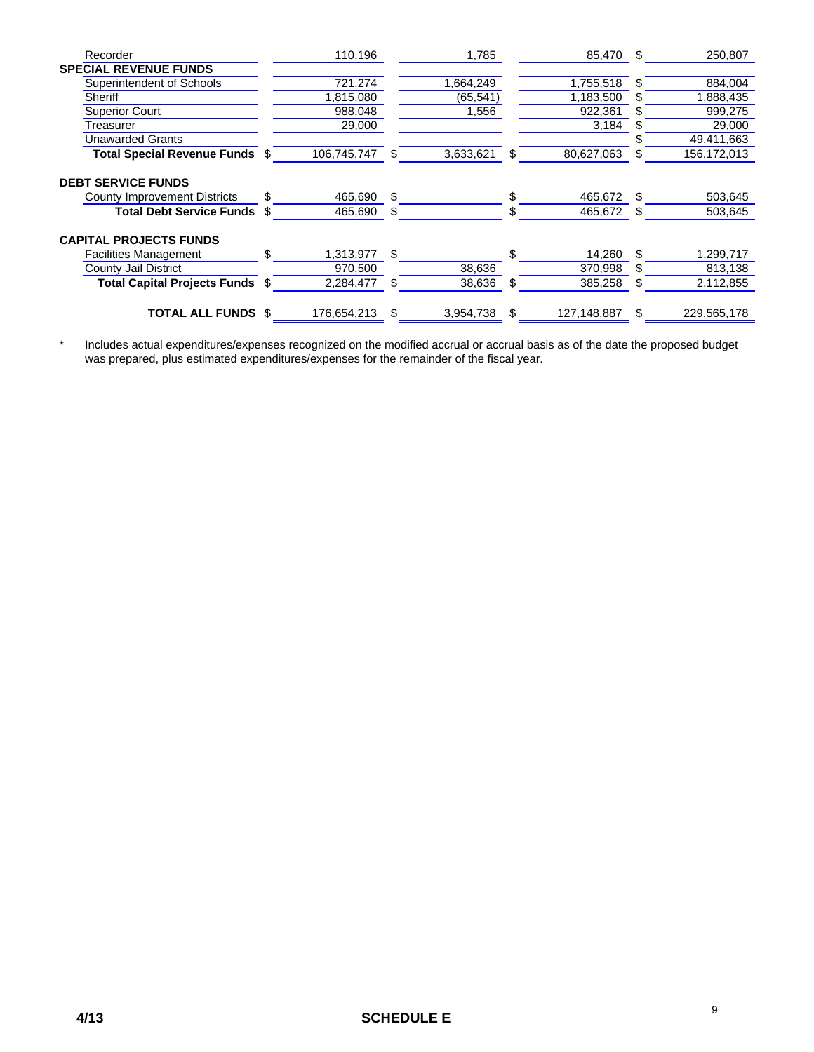| | | | | |
|---|---|---|---|---|
| Recorder | 110,196 | 1,785 | 85,470 | $ 250,807 |
| **SPECIAL REVENUE FUNDS** | | | | |
| Superintendent of Schools | 721,274 | 1,664,249 | 1,755,518 | $ 884,004 |
| Sheriff | 1,815,080 | (65,541) | 1,183,500 | $ 1,888,435 |
| Superior Court | 988,048 | 1,556 | 922,361 | $ 999,275 |
| Treasurer | 29,000 | | 3,184 | $ 29,000 |
| Unawarded Grants | | | | $ 49,411,663 |
| **Total Special Revenue Funds** | $ 106,745,747 | $ 3,633,621 | $ 80,627,063 | $ 156,172,013 |
| **DEBT SERVICE FUNDS** | | | | |
| County Improvement Districts | $ 465,690 | $ | $ 465,672 | $ 503,645 |
| **Total Debt Service Funds** | $ 465,690 | $ | $ 465,672 | $ 503,645 |
| **CAPITAL PROJECTS FUNDS** | | | | |
| Facilities Management | $ 1,313,977 | $ | $ 14,260 | $ 1,299,717 |
| County Jail District | 970,500 | 38,636 | 370,998 | $ 813,138 |
| **Total Capital Projects Funds** | $ 2,284,477 | $ 38,636 | $ 385,258 | $ 2,112,855 |
| **TOTAL ALL FUNDS** | $ 176,654,213 | $ 3,954,738 | $ 127,148,887 | $ 229,565,178 |

\* Includes actual expenditures/expenses recognized on the modified accrual or accrual basis as of the date the proposed budget was prepared, plus estimated expenditures/expenses for the remainder of the fiscal year.

4/13 **SCHEDULE E**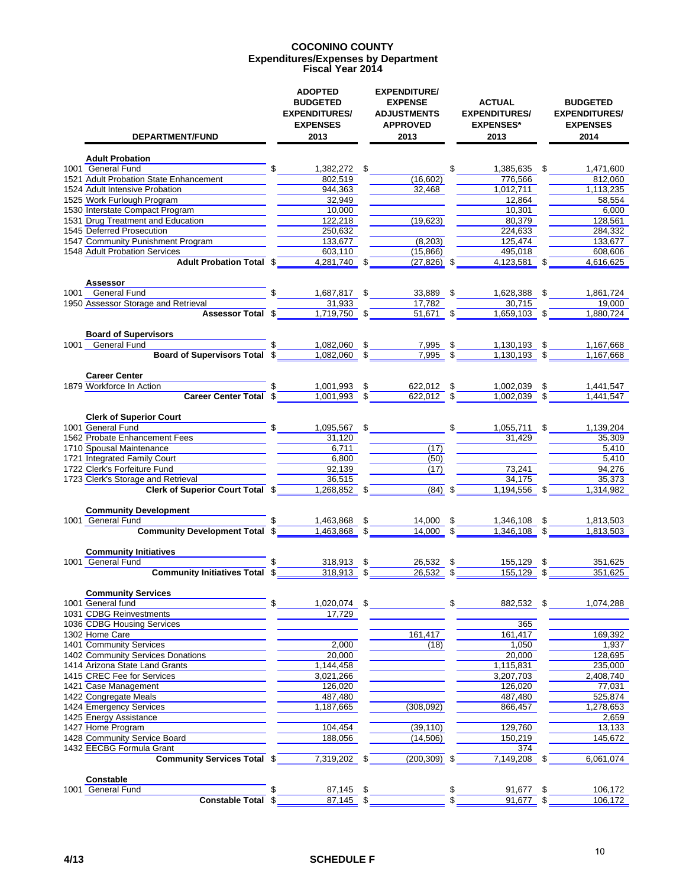# COCONINO COUNTY
## Expenditures/Expenses by Department
### Fiscal Year 2014

| DEPARTMENT/FUND | ADOPTED BUDGETED EXPENDITURES/ EXPENSES 2013 | EXPENDITURE/ EXPENSE ADJUSTMENTS APPROVED 2013 | ACTUAL EXPENDITURES/ EXPENSES* 2013 | BUDGETED EXPENDITURES/ EXPENSES 2014 |
|---|---|---|---|---|
| **Adult Probation** | | | | |
| 1001 General Fund | $ 1,382,272 | $ | $ 1,385,635 | $ 1,471,600 |
| 1521 Adult Probation State Enhancement | 802,519 | (16,602) | 776,566 | 812,060 |
| 1524 Adult Intensive Probation | 944,363 | 32,468 | 1,012,711 | 1,113,235 |
| 1525 Work Furlough Program | 32,949 | | 12,864 | 58,554 |
| 1530 Interstate Compact Program | 10,000 | | 10,301 | 6,000 |
| 1531 Drug Treatment and Education | 122,218 | (19,623) | 80,379 | 128,561 |
| 1545 Deferred Prosecution | 250,632 | | 224,633 | 284,332 |
| 1547 Community Punishment Program | 133,677 | (8,203) | 125,474 | 133,677 |
| 1548 Adult Probation Services | 603,110 | (15,866) | 495,018 | 608,606 |
| **Adult Probation Total** | $ 4,281,740 | $ (27,826) | $ 4,123,581 | $ 4,616,625 |
| **Assessor** | | | | |
| 1001 General Fund | $ 1,687,817 | $ 33,889 | $ 1,628,388 | $ 1,861,724 |
| 1950 Assessor Storage and Retrieval | 31,933 | 17,782 | 30,715 | 19,000 |
| **Assessor Total** | $ 1,719,750 | $ 51,671 | $ 1,659,103 | $ 1,880,724 |
| **Board of Supervisors** | | | | |
| 1001 General Fund | $ 1,082,060 | $ 7,995 | $ 1,130,193 | $ 1,167,668 |
| **Board of Supervisors Total** | $ 1,082,060 | $ 7,995 | $ 1,130,193 | $ 1,167,668 |
| **Career Center** | | | | |
| 1879 Workforce In Action | $ 1,001,993 | $ 622,012 | $ 1,002,039 | $ 1,441,547 |
| **Career Center Total** | $ 1,001,993 | $ 622,012 | $ 1,002,039 | $ 1,441,547 |
| **Clerk of Superior Court** | | | | |
| 1001 General Fund | $ 1,095,567 | $ | $ 1,055,711 | $ 1,139,204 |
| 1562 Probate Enhancement Fees | 31,120 | | 31,429 | 35,309 |
| 1710 Spousal Maintenance | 6,711 | (17) | | 5,410 |
| 1721 Integrated Family Court | 6,800 | (50) | | 5,410 |
| 1722 Clerk's Forfeiture Fund | 92,139 | (17) | 73,241 | 94,276 |
| 1723 Clerk's Storage and Retrieval | 36,515 | | 34,175 | 35,373 |
| **Clerk of Superior Court Total** | $ 1,268,852 | $ (84) | $ 1,194,556 | $ 1,314,982 |
| **Community Development** | | | | |
| 1001 General Fund | $ 1,463,868 | $ 14,000 | $ 1,346,108 | $ 1,813,503 |
| **Community Development Total** | $ 1,463,868 | $ 14,000 | $ 1,346,108 | $ 1,813,503 |
| **Community Initiatives** | | | | |
| 1001 General Fund | $ 318,913 | $ 26,532 | $ 155,129 | $ 351,625 |
| **Community Initiatives Total** | $ 318,913 | $ 26,532 | $ 155,129 | $ 351,625 |
| **Community Services** | | | | |
| 1001 General fund | $ 1,020,074 | $ | $ 882,532 | $ 1,074,288 |
| 1031 CDBG Reinvestments | 17,729 | | | |
| 1036 CDBG Housing Services | | | 365 | |
| 1302 Home Care | | 161,417 | 161,417 | 169,392 |
| 1401 Community Services | 2,000 | (18) | 1,050 | 1,937 |
| 1402 Community Services Donations | 20,000 | | 20,000 | 128,695 |
| 1414 Arizona State Land Grants | 1,144,458 | | 1,115,831 | 235,000 |
| 1415 CREC Fee for Services | 3,021,266 | | 3,207,703 | 2,408,740 |
| 1421 Case Management | 126,020 | | 126,020 | 77,031 |
| 1422 Congregate Meals | 487,480 | | 487,480 | 525,874 |
| 1424 Emergency Services | 1,187,665 | (308,092) | 866,457 | 1,278,653 |
| 1425 Energy Assistance | | | | 2,659 |
| 1427 Home Program | 104,454 | (39,110) | 129,760 | 13,133 |
| 1428 Community Service Board | 188,056 | (14,506) | 150,219 | 145,672 |
| 1432 EECBG Formula Grant | | | 374 | |
| **Community Services Total** | $ 7,319,202 | $ (200,309) | $ 7,149,208 | $ 6,061,074 |
| **Constable** | | | | |
| 1001 General Fund | $ 87,145 | $ | $ 91,677 | $ 106,172 |
| **Constable Total** | $ 87,145 | $ | $ 91,677 | $ 106,172 |

4/13 SCHEDULE F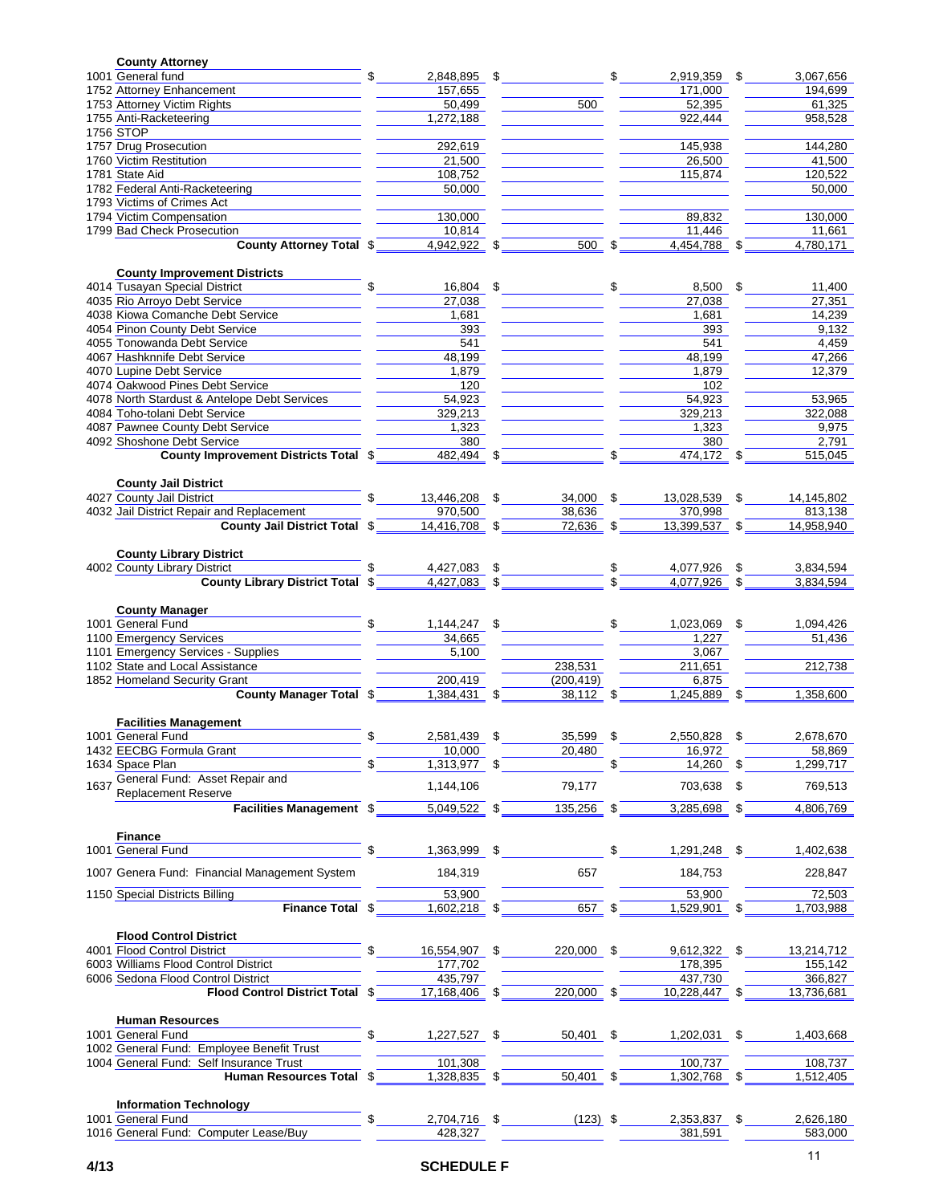| Fund | Description | Column 1 | Column 2 | Column 3 | Column 4 |
|---|---|---|---|---|---|
| | **County Attorney** | | | | |
| 1001 | General fund | $ 2,848,895 | $ | $ 2,919,359 | $ 3,067,656 |
| 1752 | Attorney Enhancement | 157,655 | | 171,000 | 194,699 |
| 1753 | Attorney Victim Rights | 50,499 | 500 | 52,395 | 61,325 |
| 1755 | Anti-Racketeering | 1,272,188 | | 922,444 | 958,528 |
| 1756 | STOP | | | | |
| 1757 | Drug Prosecution | 292,619 | | 145,938 | 144,280 |
| 1760 | Victim Restitution | 21,500 | | 26,500 | 41,500 |
| 1781 | State Aid | 108,752 | | 115,874 | 120,522 |
| 1782 | Federal Anti-Racketeering | 50,000 | | | 50,000 |
| 1793 | Victims of Crimes Act | | | | |
| 1794 | Victim Compensation | 130,000 | | 89,832 | 130,000 |
| 1799 | Bad Check Prosecution | 10,814 | | 11,446 | 11,661 |
| | **County Attorney Total** | $ 4,942,922 | $ 500 | $ 4,454,788 | $ 4,780,171 |
| | **County Improvement Districts** | | | | |
| 4014 | Tusayan Special District | $ 16,804 | $ | $ 8,500 | $ 11,400 |
| 4035 | Rio Arroyo Debt Service | 27,038 | | 27,038 | 27,351 |
| 4038 | Kiowa Comanche Debt Service | 1,681 | | 1,681 | 14,239 |
| 4054 | Pinon County Debt Service | 393 | | 393 | 9,132 |
| 4055 | Tonowanda Debt Service | 541 | | 541 | 4,459 |
| 4067 | Hashknnife Debt Service | 48,199 | | 48,199 | 47,266 |
| 4070 | Lupine Debt Service | 1,879 | | 1,879 | 12,379 |
| 4074 | Oakwood Pines Debt Service | 120 | | 102 | |
| 4078 | North Stardust & Antelope Debt Services | 54,923 | | 54,923 | 53,965 |
| 4084 | Toho-tolani Debt Service | 329,213 | | 329,213 | 322,088 |
| 4087 | Pawnee County Debt Service | 1,323 | | 1,323 | 9,975 |
| 4092 | Shoshone Debt Service | 380 | | 380 | 2,791 |
| | **County Improvement Districts Total** | $ 482,494 | $ | $ 474,172 | $ 515,045 |
| | **County Jail District** | | | | |
| 4027 | County Jail District | $ 13,446,208 | $ 34,000 | $ 13,028,539 | $ 14,145,802 |
| 4032 | Jail District Repair and Replacement | 970,500 | 38,636 | 370,998 | 813,138 |
| | **County Jail District Total** | $ 14,416,708 | $ 72,636 | $ 13,399,537 | $ 14,958,940 |
| | **County Library District** | | | | |
| 4002 | County Library District | $ 4,427,083 | $ | $ 4,077,926 | $ 3,834,594 |
| | **County Library District Total** | $ 4,427,083 | $ | $ 4,077,926 | $ 3,834,594 |
| | **County Manager** | | | | |
| 1001 | General Fund | $ 1,144,247 | $ | $ 1,023,069 | $ 1,094,426 |
| 1100 | Emergency Services | 34,665 | | 1,227 | 51,436 |
| 1101 | Emergency Services - Supplies | 5,100 | | 3,067 | |
| 1102 | State and Local Assistance | | 238,531 | 211,651 | 212,738 |
| 1852 | Homeland Security Grant | 200,419 | (200,419) | 6,875 | |
| | **County Manager Total** | $ 1,384,431 | $ 38,112 | $ 1,245,889 | $ 1,358,600 |
| | **Facilities Management** | | | | |
| 1001 | General Fund | $ 2,581,439 | $ 35,599 | $ 2,550,828 | $ 2,678,670 |
| 1432 | EECBG Formula Grant | 10,000 | 20,480 | 16,972 | 58,869 |
| 1634 | Space Plan | $ 1,313,977 | $ | $ 14,260 | $ 1,299,717 |
| 1637 | General Fund: Asset Repair and Replacement Reserve | 1,144,106 | 79,177 | 703,638 | $ 769,513 |
| | **Facilities Management** | $ 5,049,522 | $ 135,256 | $ 3,285,698 | $ 4,806,769 |
| | **Finance** | | | | |
| 1001 | General Fund | $ 1,363,999 | $ | $ 1,291,248 | $ 1,402,638 |
| 1007 | Genera Fund: Financial Management System | 184,319 | 657 | 184,753 | 228,847 |
| 1150 | Special Districts Billing | 53,900 | | 53,900 | 72,503 |
| | **Finance Total** | $ 1,602,218 | $ 657 | $ 1,529,901 | $ 1,703,988 |
| | **Flood Control District** | | | | |
| 4001 | Flood Control District | $ 16,554,907 | $ 220,000 | $ 9,612,322 | $ 13,214,712 |
| 6003 | Williams Flood Control District | 177,702 | | 178,395 | 155,142 |
| 6006 | Sedona Flood Control District | 435,797 | | 437,730 | 366,827 |
| | **Flood Control District Total** | $ 17,168,406 | $ 220,000 | $ 10,228,447 | $ 13,736,681 |
| | **Human Resources** | | | | |
| 1001 | General Fund | $ 1,227,527 | $ 50,401 | $ 1,202,031 | $ 1,403,668 |
| 1002 | General Fund: Employee Benefit Trust | | | | |
| 1004 | General Fund: Self Insurance Trust | 101,308 | | 100,737 | 108,737 |
| | **Human Resources Total** | $ 1,328,835 | $ 50,401 | $ 1,302,768 | $ 1,512,405 |
| | **Information Technology** | | | | |
| 1001 | General Fund | $ 2,704,716 | $ (123) | $ 2,353,837 | $ 2,626,180 |
| 1016 | General Fund: Computer Lease/Buy | 428,327 | | 381,591 | 583,000 |

4/13 SCHEDULE F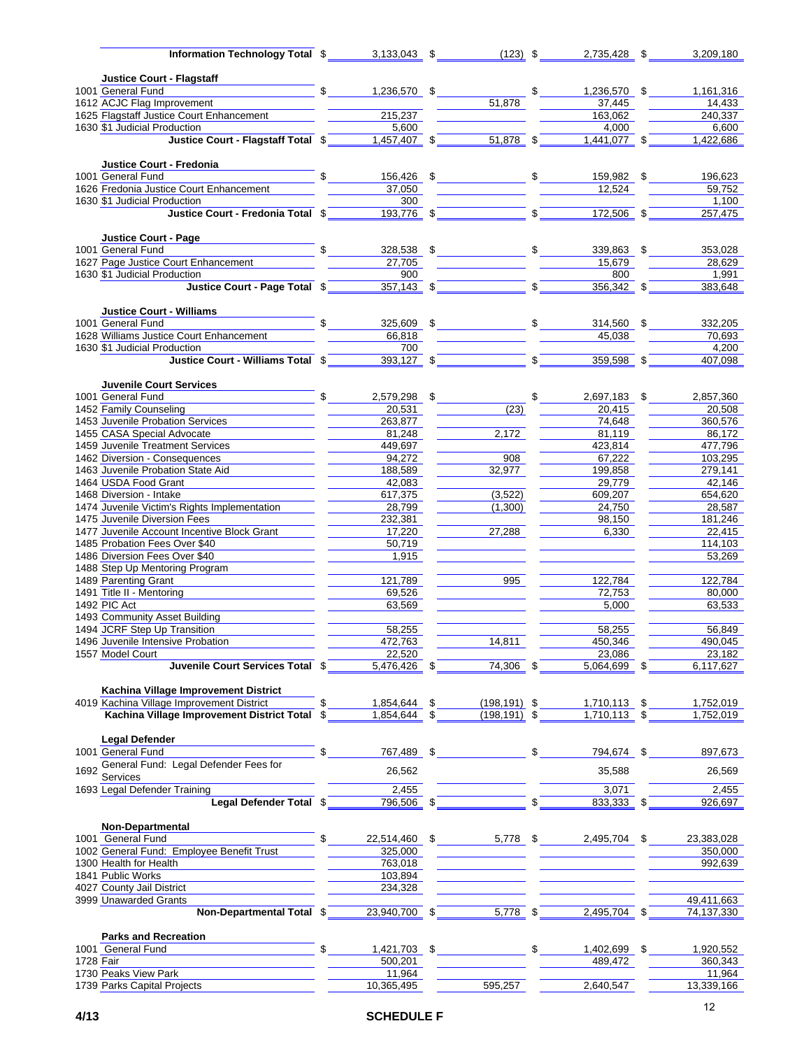| Fund | Description | | | | |
|---|---|---|---|---|---|
| | **Information Technology Total** | $ 3,133,043 | $ (123) | $ 2,735,428 | $ 3,209,180 |
| | **Justice Court - Flagstaff** | | | | |
| 1001 | General Fund | $ 1,236,570 | $ | $ 1,236,570 | $ 1,161,316 |
| 1612 | ACJC Flag Improvement | | 51,878 | 37,445 | 14,433 |
| 1625 | Flagstaff Justice Court Enhancement | 215,237 | | 163,062 | 240,337 |
| 1630 | $1 Judicial Production | 5,600 | | 4,000 | 6,600 |
| | **Justice Court - Flagstaff Total** | $ 1,457,407 | $ 51,878 | $ 1,441,077 | $ 1,422,686 |
| | **Justice Court - Fredonia** | | | | |
| 1001 | General Fund | $ 156,426 | $ | $ 159,982 | $ 196,623 |
| 1626 | Fredonia Justice Court Enhancement | 37,050 | | 12,524 | 59,752 |
| 1630 | $1 Judicial Production | 300 | | | 1,100 |
| | **Justice Court - Fredonia Total** | $ 193,776 | $ | $ 172,506 | $ 257,475 |
| | **Justice Court - Page** | | | | |
| 1001 | General Fund | $ 328,538 | $ | $ 339,863 | $ 353,028 |
| 1627 | Page Justice Court Enhancement | 27,705 | | 15,679 | 28,629 |
| 1630 | $1 Judicial Production | 900 | | 800 | 1,991 |
| | **Justice Court - Page Total** | $ 357,143 | $ | $ 356,342 | $ 383,648 |
| | **Justice Court - Williams** | | | | |
| 1001 | General Fund | $ 325,609 | $ | $ 314,560 | $ 332,205 |
| 1628 | Williams Justice Court Enhancement | 66,818 | | 45,038 | 70,693 |
| 1630 | $1 Judicial Production | 700 | | | 4,200 |
| | **Justice Court - Williams Total** | $ 393,127 | $ | $ 359,598 | $ 407,098 |
| | **Juvenile Court Services** | | | | |
| 1001 | General Fund | $ 2,579,298 | $ | $ 2,697,183 | $ 2,857,360 |
| 1452 | Family Counseling | 20,531 | (23) | 20,415 | 20,508 |
| 1453 | Juvenile Probation Services | 263,877 | | 74,648 | 360,576 |
| 1455 | CASA Special Advocate | 81,248 | 2,172 | 81,119 | 86,172 |
| 1459 | Juvenile Treatment Services | 449,697 | | 423,814 | 477,796 |
| 1462 | Diversion - Consequences | 94,272 | 908 | 67,222 | 103,295 |
| 1463 | Juvenile Probation State Aid | 188,589 | 32,977 | 199,858 | 279,141 |
| 1464 | USDA Food Grant | 42,083 | | 29,779 | 42,146 |
| 1468 | Diversion - Intake | 617,375 | (3,522) | 609,207 | 654,620 |
| 1474 | Juvenile Victim's Rights Implementation | 28,799 | (1,300) | 24,750 | 28,587 |
| 1475 | Juvenile Diversion Fees | 232,381 | | 98,150 | 181,246 |
| 1477 | Juvenile Account Incentive Block Grant | 17,220 | 27,288 | 6,330 | 22,415 |
| 1485 | Probation Fees Over $40 | 50,719 | | | 114,103 |
| 1486 | Diversion Fees Over $40 | 1,915 | | | 53,269 |
| 1488 | Step Up Mentoring Program | | | | |
| 1489 | Parenting Grant | 121,789 | 995 | 122,784 | 122,784 |
| 1491 | Title II - Mentoring | 69,526 | | 72,753 | 80,000 |
| 1492 | PIC Act | 63,569 | | 5,000 | 63,533 |
| 1493 | Community Asset Building | | | | |
| 1494 | JCRF Step Up Transition | 58,255 | | 58,255 | 56,849 |
| 1496 | Juvenile Intensive Probation | 472,763 | 14,811 | 450,346 | 490,045 |
| 1557 | Model Court | 22,520 | | 23,086 | 23,182 |
| | **Juvenile Court Services Total** | $ 5,476,426 | $ 74,306 | $ 5,064,699 | $ 6,117,627 |
| | **Kachina Village Improvement District** | | | | |
| 4019 | Kachina Village Improvement District | $ 1,854,644 | $ (198,191) | $ 1,710,113 | $ 1,752,019 |
| | **Kachina Village Improvement District Total** | $ 1,854,644 | $ (198,191) | $ 1,710,113 | $ 1,752,019 |
| | **Legal Defender** | | | | |
| 1001 | General Fund | $ 767,489 | $ | $ 794,674 | $ 897,673 |
| 1692 | General Fund: Legal Defender Fees for Services | 26,562 | | 35,588 | 26,569 |
| 1693 | Legal Defender Training | 2,455 | | 3,071 | 2,455 |
| | **Legal Defender Total** | $ 796,506 | $ | $ 833,333 | $ 926,697 |
| | **Non-Departmental** | | | | |
| 1001 | General Fund | $ 22,514,460 | $ 5,778 | $ 2,495,704 | $ 23,383,028 |
| 1002 | General Fund: Employee Benefit Trust | 325,000 | | | 350,000 |
| 1300 | Health for Health | 763,018 | | | 992,639 |
| 1841 | Public Works | 103,894 | | | |
| 4027 | County Jail District | 234,328 | | | |
| 3999 | Unawarded Grants | | | | 49,411,663 |
| | **Non-Departmental Total** | $ 23,940,700 | $ 5,778 | $ 2,495,704 | $ 74,137,330 |
| | **Parks and Recreation** | | | | |
| 1001 | General Fund | $ 1,421,703 | $ | $ 1,402,699 | $ 1,920,552 |
| 1728 | Fair | 500,201 | | 489,472 | 360,343 |
| 1730 | Peaks View Park | 11,964 | | | 11,964 |
| 1739 | Parks Capital Projects | 10,365,495 | 595,257 | 2,640,547 | 13,339,166 |

4/13 SCHEDULE F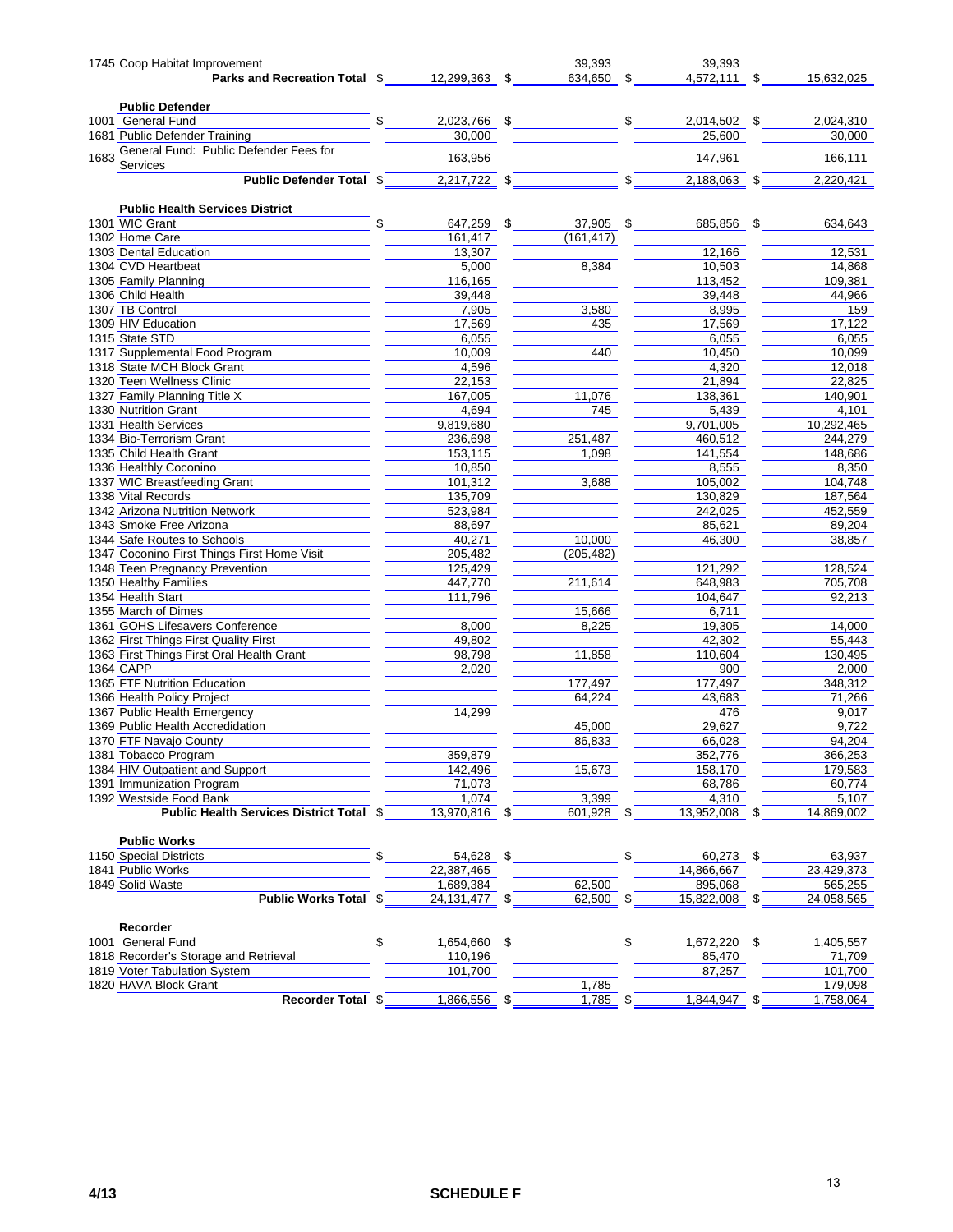| Fund | Description | Column 1 | Column 2 | Column 3 | Column 4 |
|---|---|---|---|---|---|
| 1745 | Coop Habitat Improvement | | 39,393 | 39,393 | |
| | **Parks and Recreation Total** | $ 12,299,363 | $ 634,650 | $ 4,572,111 | $ 15,632,025 |
| | | | | | |
| | **Public Defender** | | | | |
| 1001 | General Fund | $ 2,023,766 | $ | $ 2,014,502 | $ 2,024,310 |
| 1681 | Public Defender Training | 30,000 | | 25,600 | 30,000 |
| 1683 | General Fund: Public Defender Fees for Services | 163,956 | | 147,961 | 166,111 |
| | **Public Defender Total** | $ 2,217,722 | $ | $ 2,188,063 | $ 2,220,421 |
| | | | | | |
| | **Public Health Services District** | | | | |
| 1301 | WIC Grant | $ 647,259 | $ 37,905 | $ 685,856 | $ 634,643 |
| 1302 | Home Care | 161,417 | (161,417) | | |
| 1303 | Dental Education | 13,307 | | 12,166 | 12,531 |
| 1304 | CVD Heartbeat | 5,000 | 8,384 | 10,503 | 14,868 |
| 1305 | Family Planning | 116,165 | | 113,452 | 109,381 |
| 1306 | Child Health | 39,448 | | 39,448 | 44,966 |
| 1307 | TB Control | 7,905 | 3,580 | 8,995 | 159 |
| 1309 | HIV Education | 17,569 | 435 | 17,569 | 17,122 |
| 1315 | State STD | 6,055 | | 6,055 | 6,055 |
| 1317 | Supplemental Food Program | 10,009 | 440 | 10,450 | 10,099 |
| 1318 | State MCH Block Grant | 4,596 | | 4,320 | 12,018 |
| 1320 | Teen Wellness Clinic | 22,153 | | 21,894 | 22,825 |
| 1327 | Family Planning Title X | 167,005 | 11,076 | 138,361 | 140,901 |
| 1330 | Nutrition Grant | 4,694 | 745 | 5,439 | 4,101 |
| 1331 | Health Services | 9,819,680 | | 9,701,005 | 10,292,465 |
| 1334 | Bio-Terrorism Grant | 236,698 | 251,487 | 460,512 | 244,279 |
| 1335 | Child Health Grant | 153,115 | 1,098 | 141,554 | 148,686 |
| 1336 | Healthly Coconino | 10,850 | | 8,555 | 8,350 |
| 1337 | WIC Breastfeeding Grant | 101,312 | 3,688 | 105,002 | 104,748 |
| 1338 | Vital Records | 135,709 | | 130,829 | 187,564 |
| 1342 | Arizona Nutrition Network | 523,984 | | 242,025 | 452,559 |
| 1343 | Smoke Free Arizona | 88,697 | | 85,621 | 89,204 |
| 1344 | Safe Routes to Schools | 40,271 | 10,000 | 46,300 | 38,857 |
| 1347 | Coconino First Things First Home Visit | 205,482 | (205,482) | | |
| 1348 | Teen Pregnancy Prevention | 125,429 | | 121,292 | 128,524 |
| 1350 | Healthy Families | 447,770 | 211,614 | 648,983 | 705,708 |
| 1354 | Health Start | 111,796 | | 104,647 | 92,213 |
| 1355 | March of Dimes | | 15,666 | 6,711 | |
| 1361 | GOHS Lifesavers Conference | 8,000 | 8,225 | 19,305 | 14,000 |
| 1362 | First Things First Quality First | 49,802 | | 42,302 | 55,443 |
| 1363 | First Things First Oral Health Grant | 98,798 | 11,858 | 110,604 | 130,495 |
| 1364 | CAPP | 2,020 | | 900 | 2,000 |
| 1365 | FTF Nutrition Education | | 177,497 | 177,497 | 348,312 |
| 1366 | Health Policy Project | | 64,224 | 43,683 | 71,266 |
| 1367 | Public Health Emergency | 14,299 | | 476 | 9,017 |
| 1369 | Public Health Accredidation | | 45,000 | 29,627 | 9,722 |
| 1370 | FTF Navajo County | | 86,833 | 66,028 | 94,204 |
| 1381 | Tobacco Program | 359,879 | | 352,776 | 366,253 |
| 1384 | HIV Outpatient and Support | 142,496 | 15,673 | 158,170 | 179,583 |
| 1391 | Immunization Program | 71,073 | | 68,786 | 60,774 |
| 1392 | Westside Food Bank | 1,074 | 3,399 | 4,310 | 5,107 |
| | **Public Health Services District Total** | $ 13,970,816 | $ 601,928 | $ 13,952,008 | $ 14,869,002 |
| | | | | | |
| | **Public Works** | | | | |
| 1150 | Special Districts | $ 54,628 | $ | $ 60,273 | $ 63,937 |
| 1841 | Public Works | 22,387,465 | | 14,866,667 | 23,429,373 |
| 1849 | Solid Waste | 1,689,384 | 62,500 | 895,068 | 565,255 |
| | **Public Works Total** | $ 24,131,477 | $ 62,500 | $ 15,822,008 | $ 24,058,565 |
| | | | | | |
| | **Recorder** | | | | |
| 1001 | General Fund | $ 1,654,660 | $ | $ 1,672,220 | $ 1,405,557 |
| 1818 | Recorder's Storage and Retrieval | 110,196 | | 85,470 | 71,709 |
| 1819 | Voter Tabulation System | 101,700 | | 87,257 | 101,700 |
| 1820 | HAVA Block Grant | | 1,785 | | 179,098 |
| | **Recorder Total** | $ 1,866,556 | $ 1,785 | $ 1,844,947 | $ 1,758,064 |

4/13 SCHEDULE F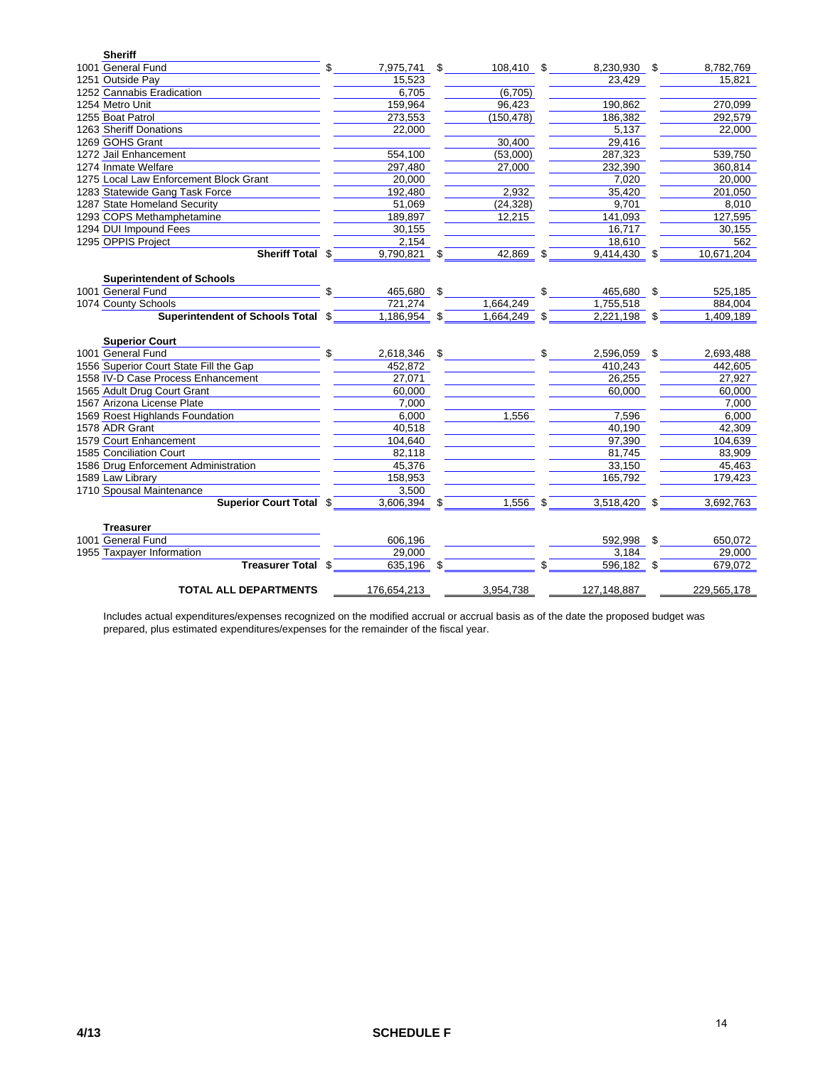| | | | | |
|---|---|---|---|---|
| **Sheriff** | | | | |
| 1001 General Fund | $ 7,975,741 | $ 108,410 | $ 8,230,930 | $ 8,782,769 |
| 1251 Outside Pay | 15,523 | | 23,429 | 15,821 |
| 1252 Cannabis Eradication | 6,705 | (6,705) | | |
| 1254 Metro Unit | 159,964 | 96,423 | 190,862 | 270,099 |
| 1255 Boat Patrol | 273,553 | (150,478) | 186,382 | 292,579 |
| 1263 Sheriff Donations | 22,000 | | 5,137 | 22,000 |
| 1269 GOHS Grant | | 30,400 | 29,416 | |
| 1272 Jail Enhancement | 554,100 | (53,000) | 287,323 | 539,750 |
| 1274 Inmate Welfare | 297,480 | 27,000 | 232,390 | 360,814 |
| 1275 Local Law Enforcement Block Grant | 20,000 | | 7,020 | 20,000 |
| 1283 Statewide Gang Task Force | 192,480 | 2,932 | 35,420 | 201,050 |
| 1287 State Homeland Security | 51,069 | (24,328) | 9,701 | 8,010 |
| 1293 COPS Methamphetamine | 189,897 | 12,215 | 141,093 | 127,595 |
| 1294 DUI Impound Fees | 30,155 | | 16,717 | 30,155 |
| 1295 OPPIS Project | 2,154 | | 18,610 | 562 |
| **Sheriff Total** | $ 9,790,821 | $ 42,869 | $ 9,414,430 | $ 10,671,204 |
| | | | | |
| **Superintendent of Schools** | | | | |
| 1001 General Fund | $ 465,680 | $ | $ 465,680 | $ 525,185 |
| 1074 County Schools | 721,274 | 1,664,249 | 1,755,518 | 884,004 |
| **Superintendent of Schools Total** | $ 1,186,954 | $ 1,664,249 | $ 2,221,198 | $ 1,409,189 |
| | | | | |
| **Superior Court** | | | | |
| 1001 General Fund | $ 2,618,346 | $ | $ 2,596,059 | $ 2,693,488 |
| 1556 Superior Court State Fill the Gap | 452,872 | | 410,243 | 442,605 |
| 1558 IV-D Case Process Enhancement | 27,071 | | 26,255 | 27,927 |
| 1565 Adult Drug Court Grant | 60,000 | | 60,000 | 60,000 |
| 1567 Arizona License Plate | 7,000 | | | 7,000 |
| 1569 Roest Highlands Foundation | 6,000 | 1,556 | 7,596 | 6,000 |
| 1578 ADR Grant | 40,518 | | 40,190 | 42,309 |
| 1579 Court Enhancement | 104,640 | | 97,390 | 104,639 |
| 1585 Conciliation Court | 82,118 | | 81,745 | 83,909 |
| 1586 Drug Enforcement Administration | 45,376 | | 33,150 | 45,463 |
| 1589 Law Library | 158,953 | | 165,792 | 179,423 |
| 1710 Spousal Maintenance | 3,500 | | | |
| **Superior Court Total** | $ 3,606,394 | $ 1,556 | $ 3,518,420 | $ 3,692,763 |
| | | | | |
| **Treasurer** | | | | |
| 1001 General Fund | 606,196 | | 592,998 | $ 650,072 |
| 1955 Taxpayer Information | 29,000 | | 3,184 | 29,000 |
| **Treasurer Total** | $ 635,196 | $ | $ 596,182 | $ 679,072 |
| | | | | |
| **TOTAL ALL DEPARTMENTS** | 176,654,213 | 3,954,738 | 127,148,887 | 229,565,178 |

Includes actual expenditures/expenses recognized on the modified accrual or accrual basis as of the date the proposed budget was prepared, plus estimated expenditures/expenses for the remainder of the fiscal year.

4/13 SCHEDULE F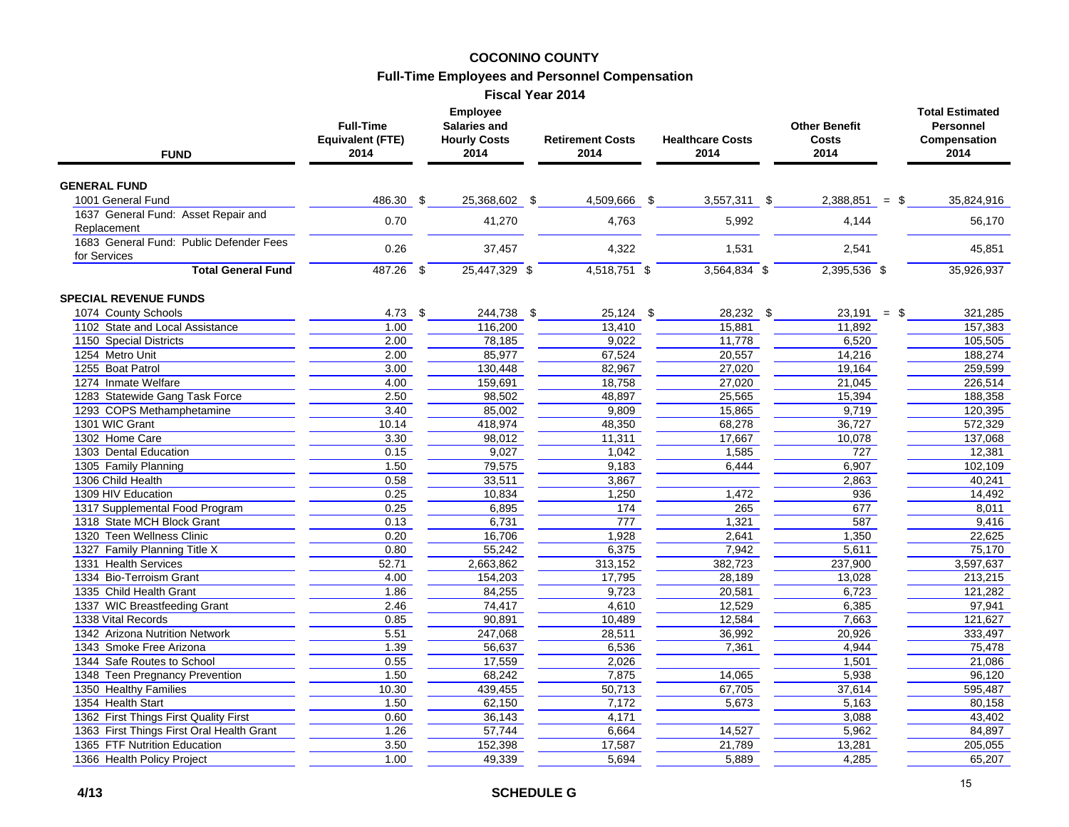# COCONINO COUNTY

## Full-Time Employees and Personnel Compensation

### Fiscal Year 2014

| FUND | Full-Time Equivalent (FTE) 2014 | Employee Salaries and Hourly Costs 2014 | Retirement Costs 2014 | Healthcare Costs 2014 | Other Benefit Costs 2014 | Total Estimated Personnel Compensation 2014 |
|---|---|---|---|---|---|---|
| **GENERAL FUND** | | | | | | |
| 1001 General Fund | 486.30 | $ 25,368,602 | $ 4,509,666 | $ 3,557,311 | $ 2,388,851 | = $ 35,824,916 |
| 1637 General Fund: Asset Repair and Replacement | 0.70 | 41,270 | 4,763 | 5,992 | 4,144 | 56,170 |
| 1683 General Fund: Public Defender Fees for Services | 0.26 | 37,457 | 4,322 | 1,531 | 2,541 | 45,851 |
| **Total General Fund** | 487.26 | $ 25,447,329 | $ 4,518,751 | $ 3,564,834 | $ 2,395,536 | $ 35,926,937 |
| **SPECIAL REVENUE FUNDS** | | | | | | |
| 1074 County Schools | 4.73 | $ 244,738 | $ 25,124 | $ 28,232 | $ 23,191 | = $ 321,285 |
| 1102 State and Local Assistance | 1.00 | 116,200 | 13,410 | 15,881 | 11,892 | 157,383 |
| 1150 Special Districts | 2.00 | 78,185 | 9,022 | 11,778 | 6,520 | 105,505 |
| 1254 Metro Unit | 2.00 | 85,977 | 67,524 | 20,557 | 14,216 | 188,274 |
| 1255 Boat Patrol | 3.00 | 130,448 | 82,967 | 27,020 | 19,164 | 259,599 |
| 1274 Inmate Welfare | 4.00 | 159,691 | 18,758 | 27,020 | 21,045 | 226,514 |
| 1283 Statewide Gang Task Force | 2.50 | 98,502 | 48,897 | 25,565 | 15,394 | 188,358 |
| 1293 COPS Methamphetamine | 3.40 | 85,002 | 9,809 | 15,865 | 9,719 | 120,395 |
| 1301 WIC Grant | 10.14 | 418,974 | 48,350 | 68,278 | 36,727 | 572,329 |
| 1302 Home Care | 3.30 | 98,012 | 11,311 | 17,667 | 10,078 | 137,068 |
| 1303 Dental Education | 0.15 | 9,027 | 1,042 | 1,585 | 727 | 12,381 |
| 1305 Family Planning | 1.50 | 79,575 | 9,183 | 6,444 | 6,907 | 102,109 |
| 1306 Child Health | 0.58 | 33,511 | 3,867 | | 2,863 | 40,241 |
| 1309 HIV Education | 0.25 | 10,834 | 1,250 | 1,472 | 936 | 14,492 |
| 1317 Supplemental Food Program | 0.25 | 6,895 | 174 | 265 | 677 | 8,011 |
| 1318 State MCH Block Grant | 0.13 | 6,731 | 777 | 1,321 | 587 | 9,416 |
| 1320 Teen Wellness Clinic | 0.20 | 16,706 | 1,928 | 2,641 | 1,350 | 22,625 |
| 1327 Family Planning Title X | 0.80 | 55,242 | 6,375 | 7,942 | 5,611 | 75,170 |
| 1331 Health Services | 52.71 | 2,663,862 | 313,152 | 382,723 | 237,900 | 3,597,637 |
| 1334 Bio-Terroism Grant | 4.00 | 154,203 | 17,795 | 28,189 | 13,028 | 213,215 |
| 1335 Child Health Grant | 1.86 | 84,255 | 9,723 | 20,581 | 6,723 | 121,282 |
| 1337 WIC Breastfeeding Grant | 2.46 | 74,417 | 4,610 | 12,529 | 6,385 | 97,941 |
| 1338 Vital Records | 0.85 | 90,891 | 10,489 | 12,584 | 7,663 | 121,627 |
| 1342 Arizona Nutrition Network | 5.51 | 247,068 | 28,511 | 36,992 | 20,926 | 333,497 |
| 1343 Smoke Free Arizona | 1.39 | 56,637 | 6,536 | 7,361 | 4,944 | 75,478 |
| 1344 Safe Routes to School | 0.55 | 17,559 | 2,026 | | 1,501 | 21,086 |
| 1348 Teen Pregnancy Prevention | 1.50 | 68,242 | 7,875 | 14,065 | 5,938 | 96,120 |
| 1350 Healthy Families | 10.30 | 439,455 | 50,713 | 67,705 | 37,614 | 595,487 |
| 1354 Health Start | 1.50 | 62,150 | 7,172 | 5,673 | 5,163 | 80,158 |
| 1362 First Things First Quality First | 0.60 | 36,143 | 4,171 | | 3,088 | 43,402 |
| 1363 First Things First Oral Health Grant | 1.26 | 57,744 | 6,664 | 14,527 | 5,962 | 84,897 |
| 1365 FTF Nutrition Education | 3.50 | 152,398 | 17,587 | 21,789 | 13,281 | 205,055 |
| 1366 Health Policy Project | 1.00 | 49,339 | 5,694 | 5,889 | 4,285 | 65,207 |

4/13 SCHEDULE G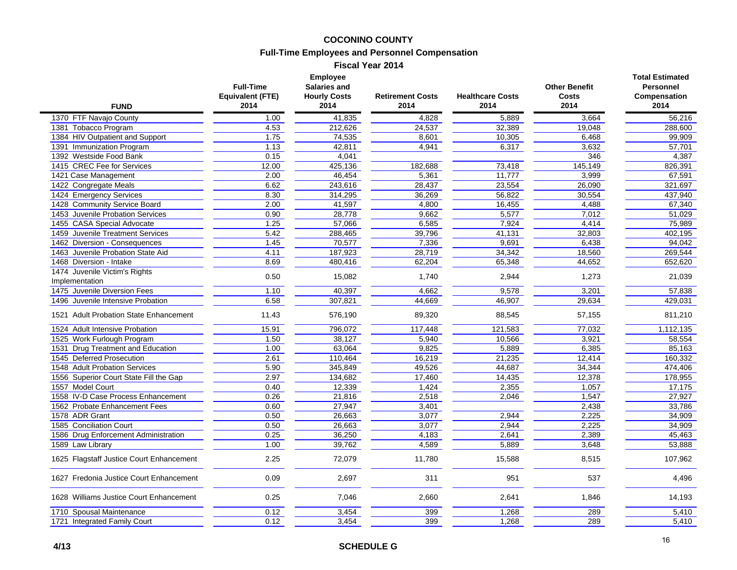# COCONINO COUNTY

## Full-Time Employees and Personnel Compensation

### Fiscal Year 2014

| FUND | Full-Time Equivalent (FTE) 2014 | Employee Salaries and Hourly Costs 2014 | Retirement Costs 2014 | Healthcare Costs 2014 | Other Benefit Costs 2014 | Total Estimated Personnel Compensation 2014 |
|---|---|---|---|---|---|---|
| 1370 FTF Navajo County | 1.00 | 41,835 | 4,828 | 5,889 | 3,664 | 56,216 |
| 1381 Tobacco Program | 4.53 | 212,626 | 24,537 | 32,389 | 19,048 | 288,600 |
| 1384 HIV Outpatient and Support | 1.75 | 74,535 | 8,601 | 10,305 | 6,468 | 99,909 |
| 1391 Immunization Program | 1.13 | 42,811 | 4,941 | 6,317 | 3,632 | 57,701 |
| 1392 Westside Food Bank | 0.15 | 4,041 | | | 346 | 4,387 |
| 1415 CREC Fee for Services | 12.00 | 425,136 | 182,688 | 73,418 | 145,149 | 826,391 |
| 1421 Case Management | 2.00 | 46,454 | 5,361 | 11,777 | 3,999 | 67,591 |
| 1422 Congregate Meals | 6.62 | 243,616 | 28,437 | 23,554 | 26,090 | 321,697 |
| 1424 Emergency Services | 8.30 | 314,295 | 36,269 | 56,822 | 30,554 | 437,940 |
| 1428 Community Service Board | 2.00 | 41,597 | 4,800 | 16,455 | 4,488 | 67,340 |
| 1453 Juvenile Probation Services | 0.90 | 28,778 | 9,662 | 5,577 | 7,012 | 51,029 |
| 1455 CASA Special Advocate | 1.25 | 57,066 | 6,585 | 7,924 | 4,414 | 75,989 |
| 1459 Juvenile Treatment Services | 5.42 | 288,465 | 39,796 | 41,131 | 32,803 | 402,195 |
| 1462 Diversion - Consequences | 1.45 | 70,577 | 7,336 | 9,691 | 6,438 | 94,042 |
| 1463 Juvenile Probation State Aid | 4.11 | 187,923 | 28,719 | 34,342 | 18,560 | 269,544 |
| 1468 Diversion - Intake | 8.69 | 480,416 | 62,204 | 65,348 | 44,652 | 652,620 |
| 1474 Juvenile Victim's Rights Implementation | 0.50 | 15,082 | 1,740 | 2,944 | 1,273 | 21,039 |
| 1475 Juvenile Diversion Fees | 1.10 | 40,397 | 4,662 | 9,578 | 3,201 | 57,838 |
| 1496 Juvenile Intensive Probation | 6.58 | 307,821 | 44,669 | 46,907 | 29,634 | 429,031 |
| 1521 Adult Probation State Enhancement | 11.43 | 576,190 | 89,320 | 88,545 | 57,155 | 811,210 |
| 1524 Adult Intensive Probation | 15.91 | 796,072 | 117,448 | 121,583 | 77,032 | 1,112,135 |
| 1525 Work Furlough Program | 1.50 | 38,127 | 5,940 | 10,566 | 3,921 | 58,554 |
| 1531 Drug Treatment and Education | 1.00 | 63,064 | 9,825 | 5,889 | 6,385 | 85,163 |
| 1545 Deferred Prosecution | 2.61 | 110,464 | 16,219 | 21,235 | 12,414 | 160,332 |
| 1548 Adult Probation Services | 5.90 | 345,849 | 49,526 | 44,687 | 34,344 | 474,406 |
| 1556 Superior Court State Fill the Gap | 2.97 | 134,682 | 17,460 | 14,435 | 12,378 | 178,955 |
| 1557 Model Court | 0.40 | 12,339 | 1,424 | 2,355 | 1,057 | 17,175 |
| 1558 IV-D Case Process Enhancement | 0.26 | 21,816 | 2,518 | 2,046 | 1,547 | 27,927 |
| 1562 Probate Enhancement Fees | 0.60 | 27,947 | 3,401 | | 2,438 | 33,786 |
| 1578 ADR Grant | 0.50 | 26,663 | 3,077 | 2,944 | 2,225 | 34,909 |
| 1585 Conciliation Court | 0.50 | 26,663 | 3,077 | 2,944 | 2,225 | 34,909 |
| 1586 Drug Enforcement Administration | 0.25 | 36,250 | 4,183 | 2,641 | 2,389 | 45,463 |
| 1589 Law Library | 1.00 | 39,762 | 4,589 | 5,889 | 3,648 | 53,888 |
| 1625 Flagstaff Justice Court Enhancement | 2.25 | 72,079 | 11,780 | 15,588 | 8,515 | 107,962 |
| 1627 Fredonia Justice Court Enhancement | 0.09 | 2,697 | 311 | 951 | 537 | 4,496 |
| 1628 Williams Justice Court Enhancement | 0.25 | 7,046 | 2,660 | 2,641 | 1,846 | 14,193 |
| 1710 Spousal Maintenance | 0.12 | 3,454 | 399 | 1,268 | 289 | 5,410 |
| 1721 Integrated Family Court | 0.12 | 3,454 | 399 | 1,268 | 289 | 5,410 |

4/13

SCHEDULE G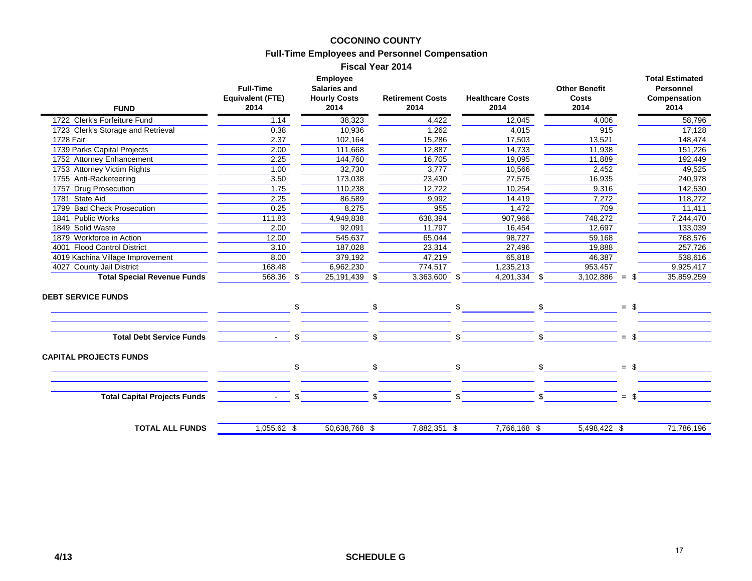# COCONINO COUNTY

## Full-Time Employees and Personnel Compensation

### Fiscal Year 2014

| FUND | Full-Time Equivalent (FTE) 2014 | Employee Salaries and Hourly Costs 2014 | Retirement Costs 2014 | Healthcare Costs 2014 | Other Benefit Costs 2014 | Total Estimated Personnel Compensation 2014 |
|---|---|---|---|---|---|---|
| 1722 Clerk's Forfeiture Fund | 1.14 | 38,323 | 4,422 | 12,045 | 4,006 | 58,796 |
| 1723 Clerk's Storage and Retrieval | 0.38 | 10,936 | 1,262 | 4,015 | 915 | 17,128 |
| 1728 Fair | 2.37 | 102,164 | 15,286 | 17,503 | 13,521 | 148,474 |
| 1739 Parks Capital Projects | 2.00 | 111,668 | 12,887 | 14,733 | 11,938 | 151,226 |
| 1752 Attorney Enhancement | 2.25 | 144,760 | 16,705 | 19,095 | 11,889 | 192,449 |
| 1753 Attorney Victim Rights | 1.00 | 32,730 | 3,777 | 10,566 | 2,452 | 49,525 |
| 1755 Anti-Racketeering | 3.50 | 173,038 | 23,430 | 27,575 | 16,935 | 240,978 |
| 1757 Drug Prosecution | 1.75 | 110,238 | 12,722 | 10,254 | 9,316 | 142,530 |
| 1781 State Aid | 2.25 | 86,589 | 9,992 | 14,419 | 7,272 | 118,272 |
| 1799 Bad Check Prosecution | 0.25 | 8,275 | 955 | 1,472 | 709 | 11,411 |
| 1841 Public Works | 111.83 | 4,949,838 | 638,394 | 907,966 | 748,272 | 7,244,470 |
| 1849 Solid Waste | 2.00 | 92,091 | 11,797 | 16,454 | 12,697 | 133,039 |
| 1879 Workforce in Action | 12.00 | 545,637 | 65,044 | 98,727 | 59,168 | 768,576 |
| 4001 Flood Control District | 3.10 | 187,028 | 23,314 | 27,496 | 19,888 | 257,726 |
| 4019 Kachina Village Improvement | 8.00 | 379,192 | 47,219 | 65,818 | 46,387 | 538,616 |
| 4027 County Jail District | 168.48 | 6,962,230 | 774,517 | 1,235,213 | 953,457 | 9,925,417 |
| **Total Special Revenue Funds** | 568.36 | $ 25,191,439 | $ 3,363,600 | $ 4,201,334 | $ 3,102,886 | = $ 35,859,259 |
| **DEBT SERVICE FUNDS** | | | | | | |
| | | $ | $ | $ | $ | = $ |
| | | | | | | |
| | | | | | | |
| **Total Debt Service Funds** | - | $ | $ | $ | $ | = $ |
| **CAPITAL PROJECTS FUNDS** | | | | | | |
| | | $ | $ | $ | $ | = $ |
| | | | | | | |
| | | | | | | |
| **Total Capital Projects Funds** | - | $ | $ | $ | $ | = $ |
| **TOTAL ALL FUNDS** | 1,055.62 | $ 50,638,768 | $ 7,882,351 | $ 7,766,168 | $ 5,498,422 | $ 71,786,196 |

4/13

SCHEDULE G